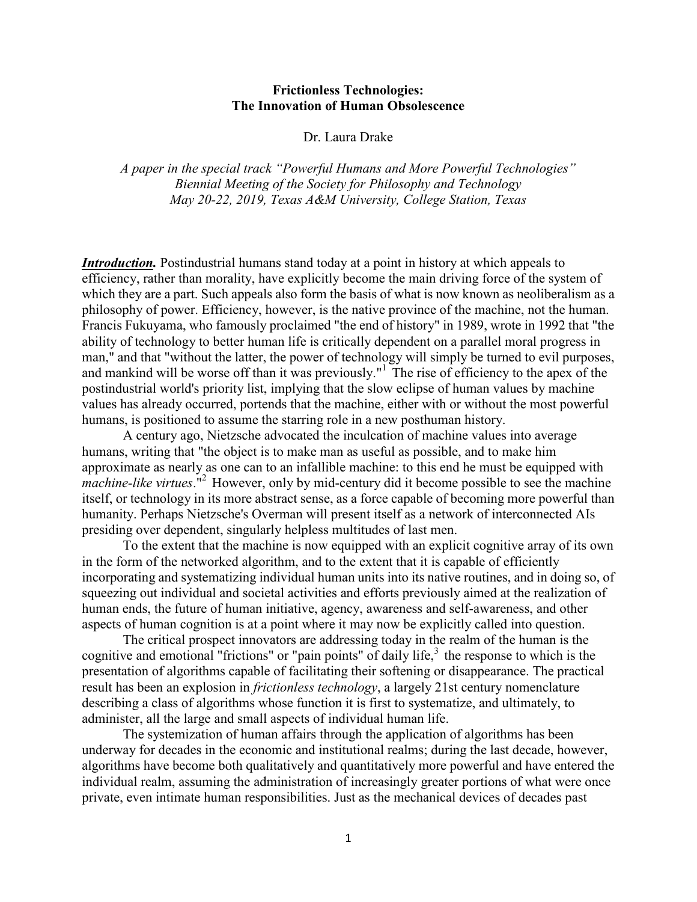# Frictionless Technologies:
# The Innovation of Human Obsolescence

Dr. Laura Drake

*A paper in the special track "Powerful Humans and More Powerful Technologies"*
*Biennial Meeting of the Society for Philosophy and Technology*
*May 20-22, 2019, Texas A&M University, College Station, Texas*

***Introduction.*** Postindustrial humans stand today at a point in history at which appeals to efficiency, rather than morality, have explicitly become the main driving force of the system of which they are a part. Such appeals also form the basis of what is now known as neoliberalism as a philosophy of power. Efficiency, however, is the native province of the machine, not the human. Francis Fukuyama, who famously proclaimed "the end of history" in 1989, wrote in 1992 that "the ability of technology to better human life is critically dependent on a parallel moral progress in man," and that "without the latter, the power of technology will simply be turned to evil purposes, and mankind will be worse off than it was previously."[1] The rise of efficiency to the apex of the postindustrial world's priority list, implying that the slow eclipse of human values by machine values has already occurred, portends that the machine, either with or without the most powerful humans, is positioned to assume the starring role in a new posthuman history.

A century ago, Nietzsche advocated the inculcation of machine values into average humans, writing that "the object is to make man as useful as possible, and to make him approximate as nearly as one can to an infallible machine: to this end he must be equipped with *machine-like virtues*."[2] However, only by mid-century did it become possible to see the machine itself, or technology in its more abstract sense, as a force capable of becoming more powerful than humanity. Perhaps Nietzsche's Overman will present itself as a network of interconnected AIs presiding over dependent, singularly helpless multitudes of last men.

To the extent that the machine is now equipped with an explicit cognitive array of its own in the form of the networked algorithm, and to the extent that it is capable of efficiently incorporating and systematizing individual human units into its native routines, and in doing so, of squeezing out individual and societal activities and efforts previously aimed at the realization of human ends, the future of human initiative, agency, awareness and self-awareness, and other aspects of human cognition is at a point where it may now be explicitly called into question.

The critical prospect innovators are addressing today in the realm of the human is the cognitive and emotional "frictions" or "pain points" of daily life,[3] the response to which is the presentation of algorithms capable of facilitating their softening or disappearance. The practical result has been an explosion in *frictionless technology*, a largely 21st century nomenclature describing a class of algorithms whose function it is first to systematize, and ultimately, to administer, all the large and small aspects of individual human life.

The systemization of human affairs through the application of algorithms has been underway for decades in the economic and institutional realms; during the last decade, however, algorithms have become both qualitatively and quantitatively more powerful and have entered the individual realm, assuming the administration of increasingly greater portions of what were once private, even intimate human responsibilities. Just as the mechanical devices of decades past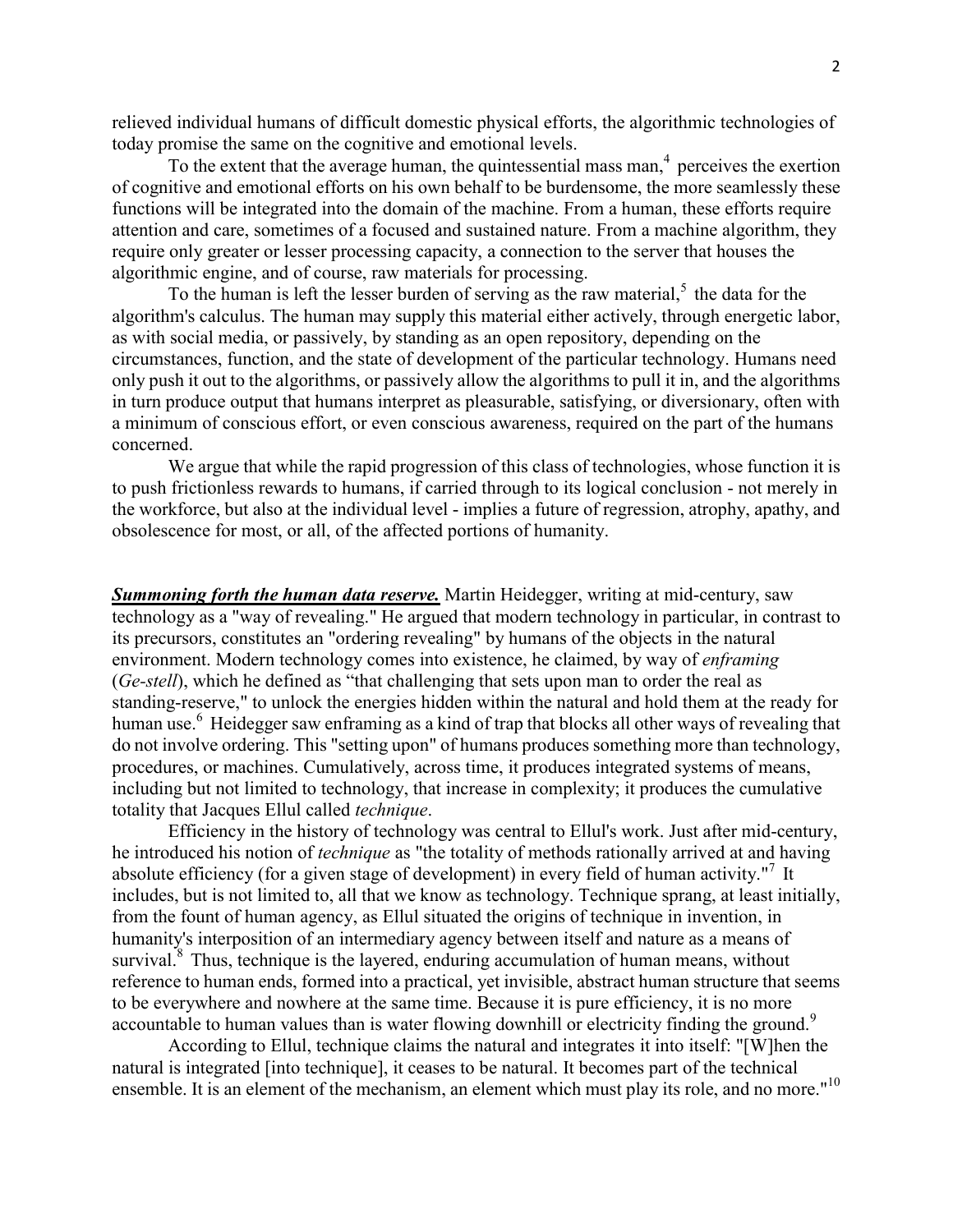relieved individual humans of difficult domestic physical efforts, the algorithmic technologies of today promise the same on the cognitive and emotional levels.

To the extent that the average human, the quintessential mass man,[4] perceives the exertion of cognitive and emotional efforts on his own behalf to be burdensome, the more seamlessly these functions will be integrated into the domain of the machine. From a human, these efforts require attention and care, sometimes of a focused and sustained nature. From a machine algorithm, they require only greater or lesser processing capacity, a connection to the server that houses the algorithmic engine, and of course, raw materials for processing.

To the human is left the lesser burden of serving as the raw material,[5] the data for the algorithm's calculus. The human may supply this material either actively, through energetic labor, as with social media, or passively, by standing as an open repository, depending on the circumstances, function, and the state of development of the particular technology. Humans need only push it out to the algorithms, or passively allow the algorithms to pull it in, and the algorithms in turn produce output that humans interpret as pleasurable, satisfying, or diversionary, often with a minimum of conscious effort, or even conscious awareness, required on the part of the humans concerned.

We argue that while the rapid progression of this class of technologies, whose function it is to push frictionless rewards to humans, if carried through to its logical conclusion - not merely in the workforce, but also at the individual level - implies a future of regression, atrophy, apathy, and obsolescence for most, or all, of the affected portions of humanity.

***Summoning forth the human data reserve.*** Martin Heidegger, writing at mid-century, saw technology as a "way of revealing." He argued that modern technology in particular, in contrast to its precursors, constitutes an "ordering revealing" by humans of the objects in the natural environment. Modern technology comes into existence, he claimed, by way of *enframing* (*Ge-stell*), which he defined as "that challenging that sets upon man to order the real as standing-reserve," to unlock the energies hidden within the natural and hold them at the ready for human use.[6] Heidegger saw enframing as a kind of trap that blocks all other ways of revealing that do not involve ordering. This "setting upon" of humans produces something more than technology, procedures, or machines. Cumulatively, across time, it produces integrated systems of means, including but not limited to technology, that increase in complexity; it produces the cumulative totality that Jacques Ellul called *technique*.

Efficiency in the history of technology was central to Ellul's work. Just after mid-century, he introduced his notion of *technique* as "the totality of methods rationally arrived at and having absolute efficiency (for a given stage of development) in every field of human activity."[7] It includes, but is not limited to, all that we know as technology. Technique sprang, at least initially, from the fount of human agency, as Ellul situated the origins of technique in invention, in humanity's interposition of an intermediary agency between itself and nature as a means of survival.[8] Thus, technique is the layered, enduring accumulation of human means, without reference to human ends, formed into a practical, yet invisible, abstract human structure that seems to be everywhere and nowhere at the same time. Because it is pure efficiency, it is no more accountable to human values than is water flowing downhill or electricity finding the ground.[9]

According to Ellul, technique claims the natural and integrates it into itself: "[W]hen the natural is integrated [into technique], it ceases to be natural. It becomes part of the technical ensemble. It is an element of the mechanism, an element which must play its role, and no more."[10]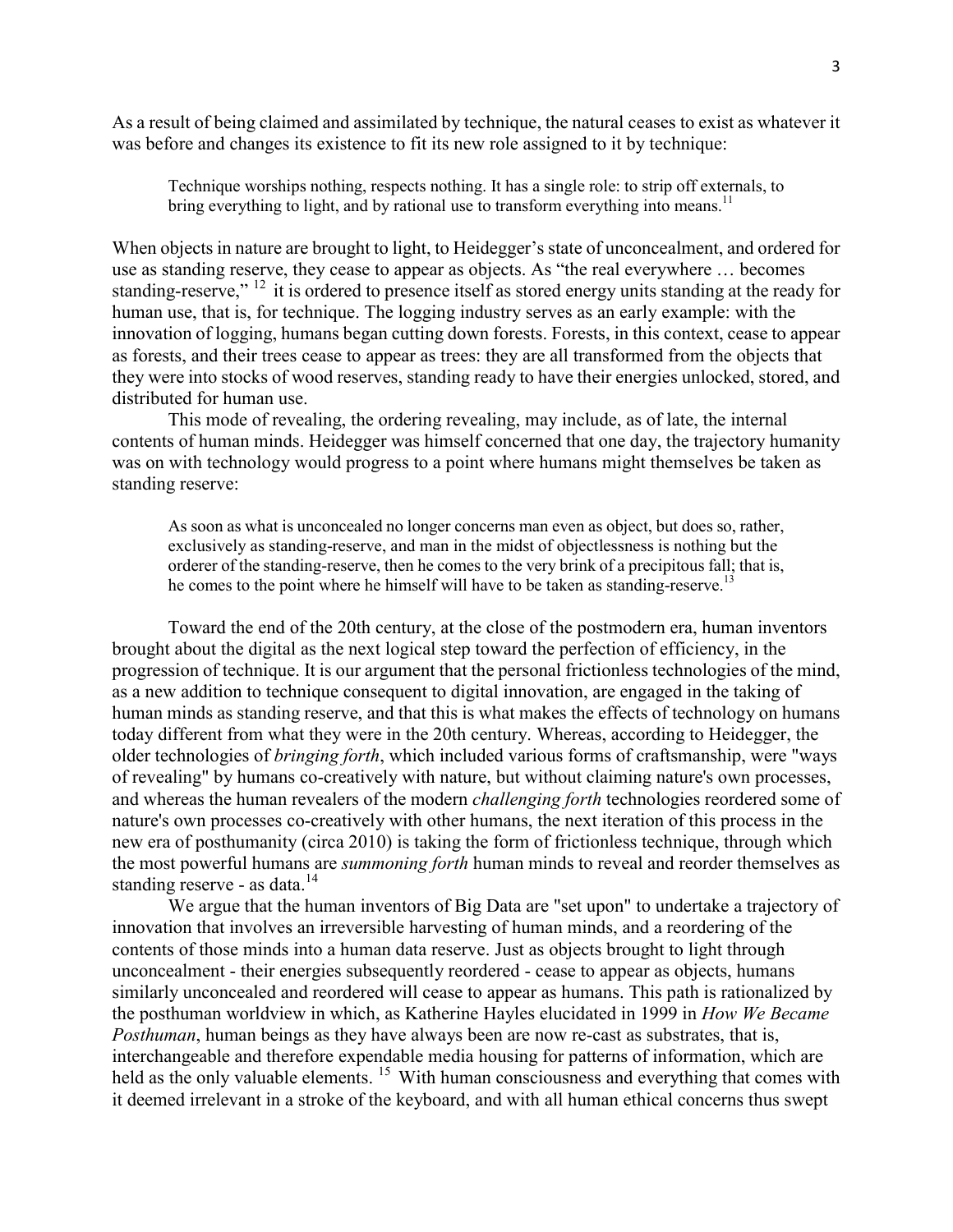As a result of being claimed and assimilated by technique, the natural ceases to exist as whatever it was before and changes its existence to fit its new role assigned to it by technique:

> Technique worships nothing, respects nothing. It has a single role: to strip off externals, to bring everything to light, and by rational use to transform everything into means.[11]

When objects in nature are brought to light, to Heidegger's state of unconcealment, and ordered for use as standing reserve, they cease to appear as objects. As "the real everywhere … becomes standing-reserve," [12] it is ordered to presence itself as stored energy units standing at the ready for human use, that is, for technique. The logging industry serves as an early example: with the innovation of logging, humans began cutting down forests. Forests, in this context, cease to appear as forests, and their trees cease to appear as trees: they are all transformed from the objects that they were into stocks of wood reserves, standing ready to have their energies unlocked, stored, and distributed for human use.

This mode of revealing, the ordering revealing, may include, as of late, the internal contents of human minds. Heidegger was himself concerned that one day, the trajectory humanity was on with technology would progress to a point where humans might themselves be taken as standing reserve:

> As soon as what is unconcealed no longer concerns man even as object, but does so, rather, exclusively as standing-reserve, and man in the midst of objectlessness is nothing but the orderer of the standing-reserve, then he comes to the very brink of a precipitous fall; that is, he comes to the point where he himself will have to be taken as standing-reserve.[13]

Toward the end of the 20th century, at the close of the postmodern era, human inventors brought about the digital as the next logical step toward the perfection of efficiency, in the progression of technique. It is our argument that the personal frictionless technologies of the mind, as a new addition to technique consequent to digital innovation, are engaged in the taking of human minds as standing reserve, and that this is what makes the effects of technology on humans today different from what they were in the 20th century. Whereas, according to Heidegger, the older technologies of *bringing forth*, which included various forms of craftsmanship, were "ways of revealing" by humans co-creatively with nature, but without claiming nature's own processes, and whereas the human revealers of the modern *challenging forth* technologies reordered some of nature's own processes co-creatively with other humans, the next iteration of this process in the new era of posthumanity (circa 2010) is taking the form of frictionless technique, through which the most powerful humans are *summoning forth* human minds to reveal and reorder themselves as standing reserve - as data.[14]

We argue that the human inventors of Big Data are "set upon" to undertake a trajectory of innovation that involves an irreversible harvesting of human minds, and a reordering of the contents of those minds into a human data reserve. Just as objects brought to light through unconcealment - their energies subsequently reordered - cease to appear as objects, humans similarly unconcealed and reordered will cease to appear as humans. This path is rationalized by the posthuman worldview in which, as Katherine Hayles elucidated in 1999 in *How We Became Posthuman*, human beings as they have always been are now re-cast as substrates, that is, interchangeable and therefore expendable media housing for patterns of information, which are held as the only valuable elements. [15] With human consciousness and everything that comes with it deemed irrelevant in a stroke of the keyboard, and with all human ethical concerns thus swept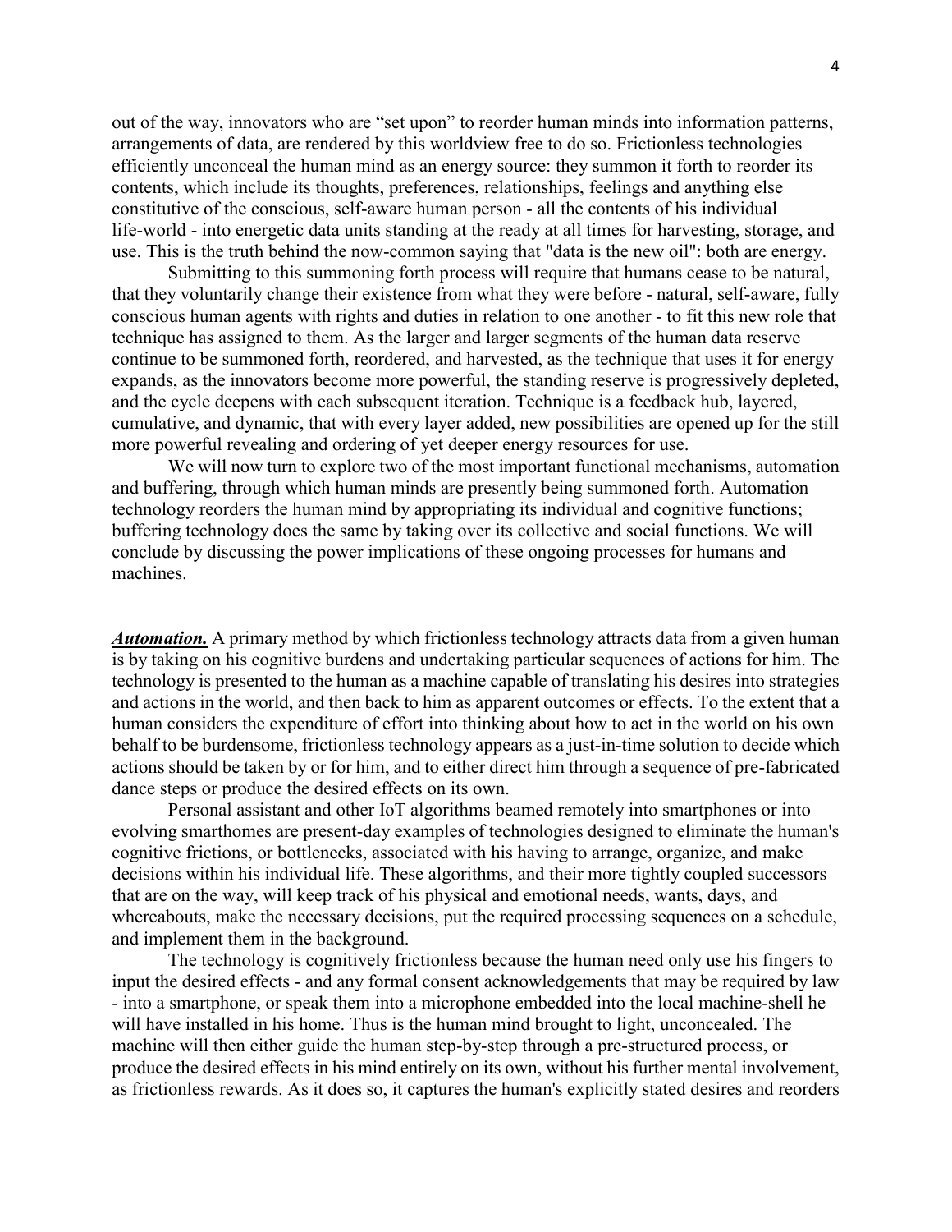out of the way, innovators who are "set upon" to reorder human minds into information patterns, arrangements of data, are rendered by this worldview free to do so. Frictionless technologies efficiently unconceal the human mind as an energy source: they summon it forth to reorder its contents, which include its thoughts, preferences, relationships, feelings and anything else constitutive of the conscious, self-aware human person - all the contents of his individual life-world - into energetic data units standing at the ready at all times for harvesting, storage, and use. This is the truth behind the now-common saying that "data is the new oil": both are energy.

Submitting to this summoning forth process will require that humans cease to be natural, that they voluntarily change their existence from what they were before - natural, self-aware, fully conscious human agents with rights and duties in relation to one another - to fit this new role that technique has assigned to them. As the larger and larger segments of the human data reserve continue to be summoned forth, reordered, and harvested, as the technique that uses it for energy expands, as the innovators become more powerful, the standing reserve is progressively depleted, and the cycle deepens with each subsequent iteration. Technique is a feedback hub, layered, cumulative, and dynamic, that with every layer added, new possibilities are opened up for the still more powerful revealing and ordering of yet deeper energy resources for use.

We will now turn to explore two of the most important functional mechanisms, automation and buffering, through which human minds are presently being summoned forth. Automation technology reorders the human mind by appropriating its individual and cognitive functions; buffering technology does the same by taking over its collective and social functions. We will conclude by discussing the power implications of these ongoing processes for humans and machines.

***Automation.*** A primary method by which frictionless technology attracts data from a given human is by taking on his cognitive burdens and undertaking particular sequences of actions for him. The technology is presented to the human as a machine capable of translating his desires into strategies and actions in the world, and then back to him as apparent outcomes or effects. To the extent that a human considers the expenditure of effort into thinking about how to act in the world on his own behalf to be burdensome, frictionless technology appears as a just-in-time solution to decide which actions should be taken by or for him, and to either direct him through a sequence of pre-fabricated dance steps or produce the desired effects on its own.

Personal assistant and other IoT algorithms beamed remotely into smartphones or into evolving smarthomes are present-day examples of technologies designed to eliminate the human's cognitive frictions, or bottlenecks, associated with his having to arrange, organize, and make decisions within his individual life. These algorithms, and their more tightly coupled successors that are on the way, will keep track of his physical and emotional needs, wants, days, and whereabouts, make the necessary decisions, put the required processing sequences on a schedule, and implement them in the background.

The technology is cognitively frictionless because the human need only use his fingers to input the desired effects - and any formal consent acknowledgements that may be required by law - into a smartphone, or speak them into a microphone embedded into the local machine-shell he will have installed in his home. Thus is the human mind brought to light, unconcealed. The machine will then either guide the human step-by-step through a pre-structured process, or produce the desired effects in his mind entirely on its own, without his further mental involvement, as frictionless rewards. As it does so, it captures the human's explicitly stated desires and reorders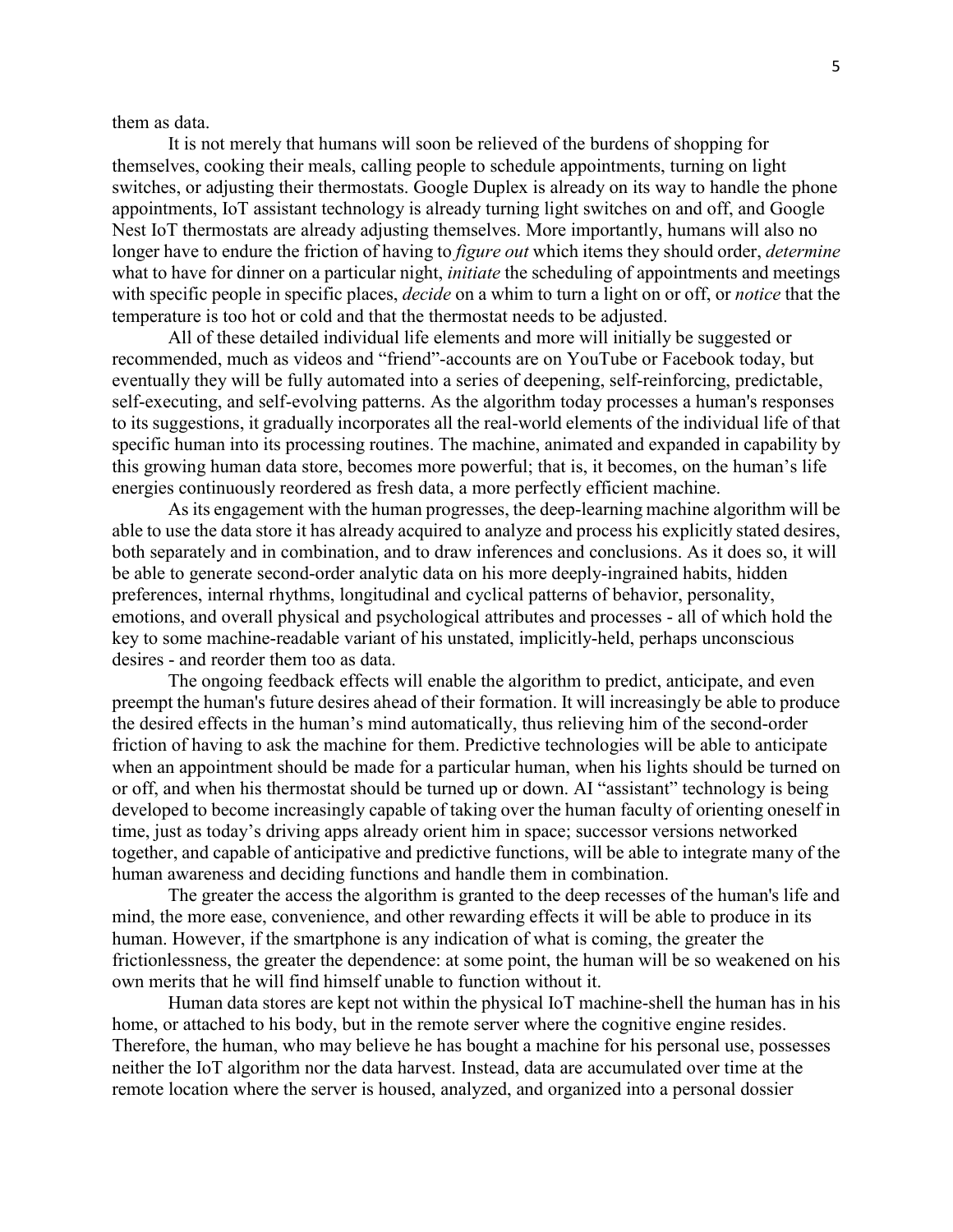them as data.

It is not merely that humans will soon be relieved of the burdens of shopping for themselves, cooking their meals, calling people to schedule appointments, turning on light switches, or adjusting their thermostats. Google Duplex is already on its way to handle the phone appointments, IoT assistant technology is already turning light switches on and off, and Google Nest IoT thermostats are already adjusting themselves. More importantly, humans will also no longer have to endure the friction of having to *figure out* which items they should order, *determine* what to have for dinner on a particular night, *initiate* the scheduling of appointments and meetings with specific people in specific places, *decide* on a whim to turn a light on or off, or *notice* that the temperature is too hot or cold and that the thermostat needs to be adjusted.

All of these detailed individual life elements and more will initially be suggested or recommended, much as videos and "friend"-accounts are on YouTube or Facebook today, but eventually they will be fully automated into a series of deepening, self-reinforcing, predictable, self-executing, and self-evolving patterns. As the algorithm today processes a human's responses to its suggestions, it gradually incorporates all the real-world elements of the individual life of that specific human into its processing routines. The machine, animated and expanded in capability by this growing human data store, becomes more powerful; that is, it becomes, on the human's life energies continuously reordered as fresh data, a more perfectly efficient machine.

As its engagement with the human progresses, the deep-learning machine algorithm will be able to use the data store it has already acquired to analyze and process his explicitly stated desires, both separately and in combination, and to draw inferences and conclusions. As it does so, it will be able to generate second-order analytic data on his more deeply-ingrained habits, hidden preferences, internal rhythms, longitudinal and cyclical patterns of behavior, personality, emotions, and overall physical and psychological attributes and processes - all of which hold the key to some machine-readable variant of his unstated, implicitly-held, perhaps unconscious desires - and reorder them too as data.

The ongoing feedback effects will enable the algorithm to predict, anticipate, and even preempt the human's future desires ahead of their formation. It will increasingly be able to produce the desired effects in the human's mind automatically, thus relieving him of the second-order friction of having to ask the machine for them. Predictive technologies will be able to anticipate when an appointment should be made for a particular human, when his lights should be turned on or off, and when his thermostat should be turned up or down. AI "assistant" technology is being developed to become increasingly capable of taking over the human faculty of orienting oneself in time, just as today's driving apps already orient him in space; successor versions networked together, and capable of anticipative and predictive functions, will be able to integrate many of the human awareness and deciding functions and handle them in combination.

The greater the access the algorithm is granted to the deep recesses of the human's life and mind, the more ease, convenience, and other rewarding effects it will be able to produce in its human. However, if the smartphone is any indication of what is coming, the greater the frictionlessness, the greater the dependence: at some point, the human will be so weakened on his own merits that he will find himself unable to function without it.

Human data stores are kept not within the physical IoT machine-shell the human has in his home, or attached to his body, but in the remote server where the cognitive engine resides. Therefore, the human, who may believe he has bought a machine for his personal use, possesses neither the IoT algorithm nor the data harvest. Instead, data are accumulated over time at the remote location where the server is housed, analyzed, and organized into a personal dossier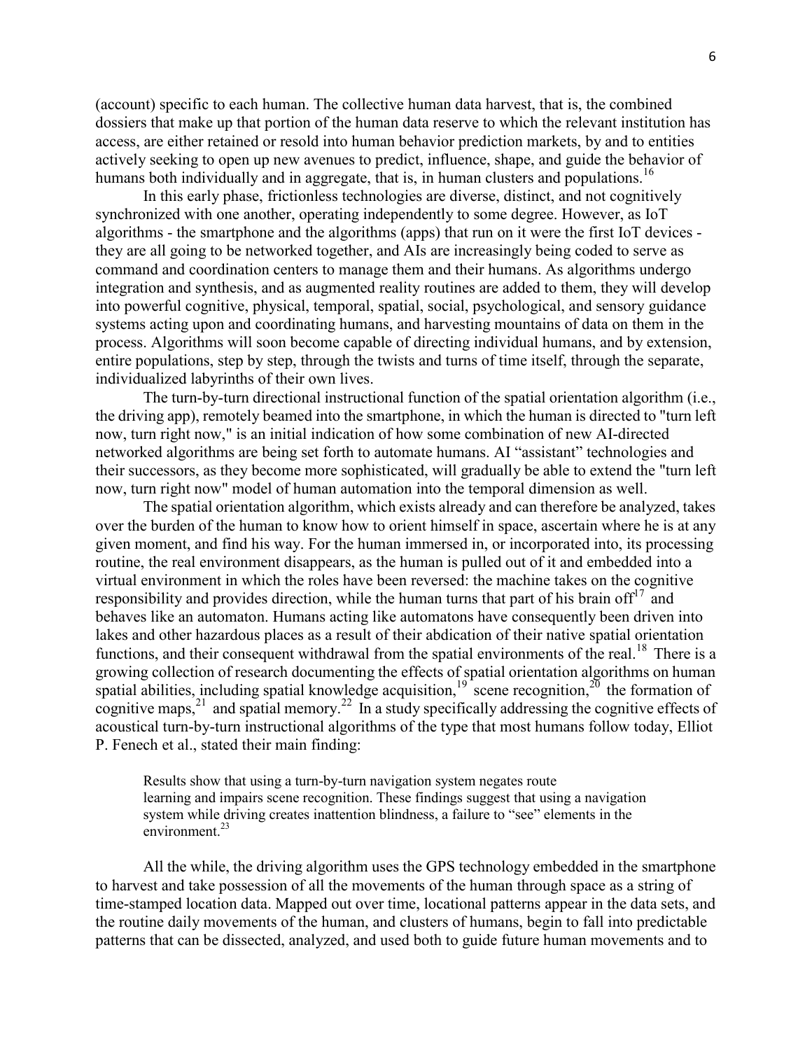(account) specific to each human. The collective human data harvest, that is, the combined dossiers that make up that portion of the human data reserve to which the relevant institution has access, are either retained or resold into human behavior prediction markets, by and to entities actively seeking to open up new avenues to predict, influence, shape, and guide the behavior of humans both individually and in aggregate, that is, in human clusters and populations.[16]

In this early phase, frictionless technologies are diverse, distinct, and not cognitively synchronized with one another, operating independently to some degree. However, as IoT algorithms - the smartphone and the algorithms (apps) that run on it were the first IoT devices - they are all going to be networked together, and AIs are increasingly being coded to serve as command and coordination centers to manage them and their humans. As algorithms undergo integration and synthesis, and as augmented reality routines are added to them, they will develop into powerful cognitive, physical, temporal, spatial, social, psychological, and sensory guidance systems acting upon and coordinating humans, and harvesting mountains of data on them in the process. Algorithms will soon become capable of directing individual humans, and by extension, entire populations, step by step, through the twists and turns of time itself, through the separate, individualized labyrinths of their own lives.

The turn-by-turn directional instructional function of the spatial orientation algorithm (i.e., the driving app), remotely beamed into the smartphone, in which the human is directed to "turn left now, turn right now," is an initial indication of how some combination of new AI-directed networked algorithms are being set forth to automate humans. AI "assistant" technologies and their successors, as they become more sophisticated, will gradually be able to extend the "turn left now, turn right now" model of human automation into the temporal dimension as well.

The spatial orientation algorithm, which exists already and can therefore be analyzed, takes over the burden of the human to know how to orient himself in space, ascertain where he is at any given moment, and find his way. For the human immersed in, or incorporated into, its processing routine, the real environment disappears, as the human is pulled out of it and embedded into a virtual environment in which the roles have been reversed: the machine takes on the cognitive responsibility and provides direction, while the human turns that part of his brain off[17] and behaves like an automaton. Humans acting like automatons have consequently been driven into lakes and other hazardous places as a result of their abdication of their native spatial orientation functions, and their consequent withdrawal from the spatial environments of the real.[18] There is a growing collection of research documenting the effects of spatial orientation algorithms on human spatial abilities, including spatial knowledge acquisition,[19] scene recognition,[20] the formation of cognitive maps,[21] and spatial memory.[22] In a study specifically addressing the cognitive effects of acoustical turn-by-turn instructional algorithms of the type that most humans follow today, Elliot P. Fenech et al., stated their main finding:

> Results show that using a turn-by-turn navigation system negates route learning and impairs scene recognition. These findings suggest that using a navigation system while driving creates inattention blindness, a failure to "see" elements in the environment.[23]

All the while, the driving algorithm uses the GPS technology embedded in the smartphone to harvest and take possession of all the movements of the human through space as a string of time-stamped location data. Mapped out over time, locational patterns appear in the data sets, and the routine daily movements of the human, and clusters of humans, begin to fall into predictable patterns that can be dissected, analyzed, and used both to guide future human movements and to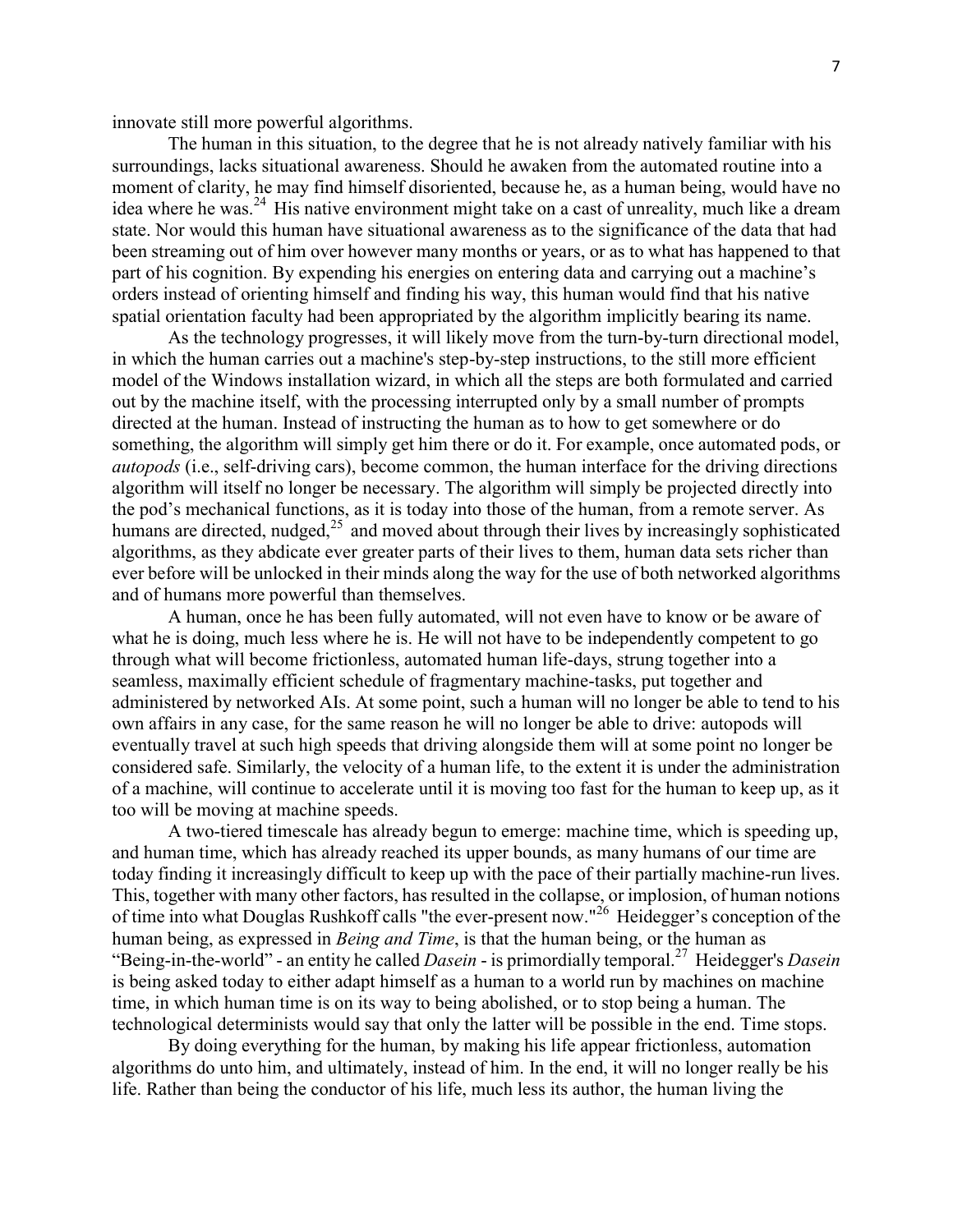innovate still more powerful algorithms.

The human in this situation, to the degree that he is not already natively familiar with his surroundings, lacks situational awareness. Should he awaken from the automated routine into a moment of clarity, he may find himself disoriented, because he, as a human being, would have no idea where he was.[24] His native environment might take on a cast of unreality, much like a dream state. Nor would this human have situational awareness as to the significance of the data that had been streaming out of him over however many months or years, or as to what has happened to that part of his cognition. By expending his energies on entering data and carrying out a machine's orders instead of orienting himself and finding his way, this human would find that his native spatial orientation faculty had been appropriated by the algorithm implicitly bearing its name.

As the technology progresses, it will likely move from the turn-by-turn directional model, in which the human carries out a machine's step-by-step instructions, to the still more efficient model of the Windows installation wizard, in which all the steps are both formulated and carried out by the machine itself, with the processing interrupted only by a small number of prompts directed at the human. Instead of instructing the human as to how to get somewhere or do something, the algorithm will simply get him there or do it. For example, once automated pods, or *autopods* (i.e., self-driving cars), become common, the human interface for the driving directions algorithm will itself no longer be necessary. The algorithm will simply be projected directly into the pod's mechanical functions, as it is today into those of the human, from a remote server. As humans are directed, nudged,[25] and moved about through their lives by increasingly sophisticated algorithms, as they abdicate ever greater parts of their lives to them, human data sets richer than ever before will be unlocked in their minds along the way for the use of both networked algorithms and of humans more powerful than themselves.

A human, once he has been fully automated, will not even have to know or be aware of what he is doing, much less where he is. He will not have to be independently competent to go through what will become frictionless, automated human life-days, strung together into a seamless, maximally efficient schedule of fragmentary machine-tasks, put together and administered by networked AIs. At some point, such a human will no longer be able to tend to his own affairs in any case, for the same reason he will no longer be able to drive: autopods will eventually travel at such high speeds that driving alongside them will at some point no longer be considered safe. Similarly, the velocity of a human life, to the extent it is under the administration of a machine, will continue to accelerate until it is moving too fast for the human to keep up, as it too will be moving at machine speeds.

A two-tiered timescale has already begun to emerge: machine time, which is speeding up, and human time, which has already reached its upper bounds, as many humans of our time are today finding it increasingly difficult to keep up with the pace of their partially machine-run lives. This, together with many other factors, has resulted in the collapse, or implosion, of human notions of time into what Douglas Rushkoff calls "the ever-present now."[26] Heidegger's conception of the human being, as expressed in *Being and Time*, is that the human being, or the human as "Being-in-the-world" - an entity he called *Dasein* - is primordially temporal.[27] Heidegger's *Dasein* is being asked today to either adapt himself as a human to a world run by machines on machine time, in which human time is on its way to being abolished, or to stop being a human. The technological determinists would say that only the latter will be possible in the end. Time stops.

By doing everything for the human, by making his life appear frictionless, automation algorithms do unto him, and ultimately, instead of him. In the end, it will no longer really be his life. Rather than being the conductor of his life, much less its author, the human living the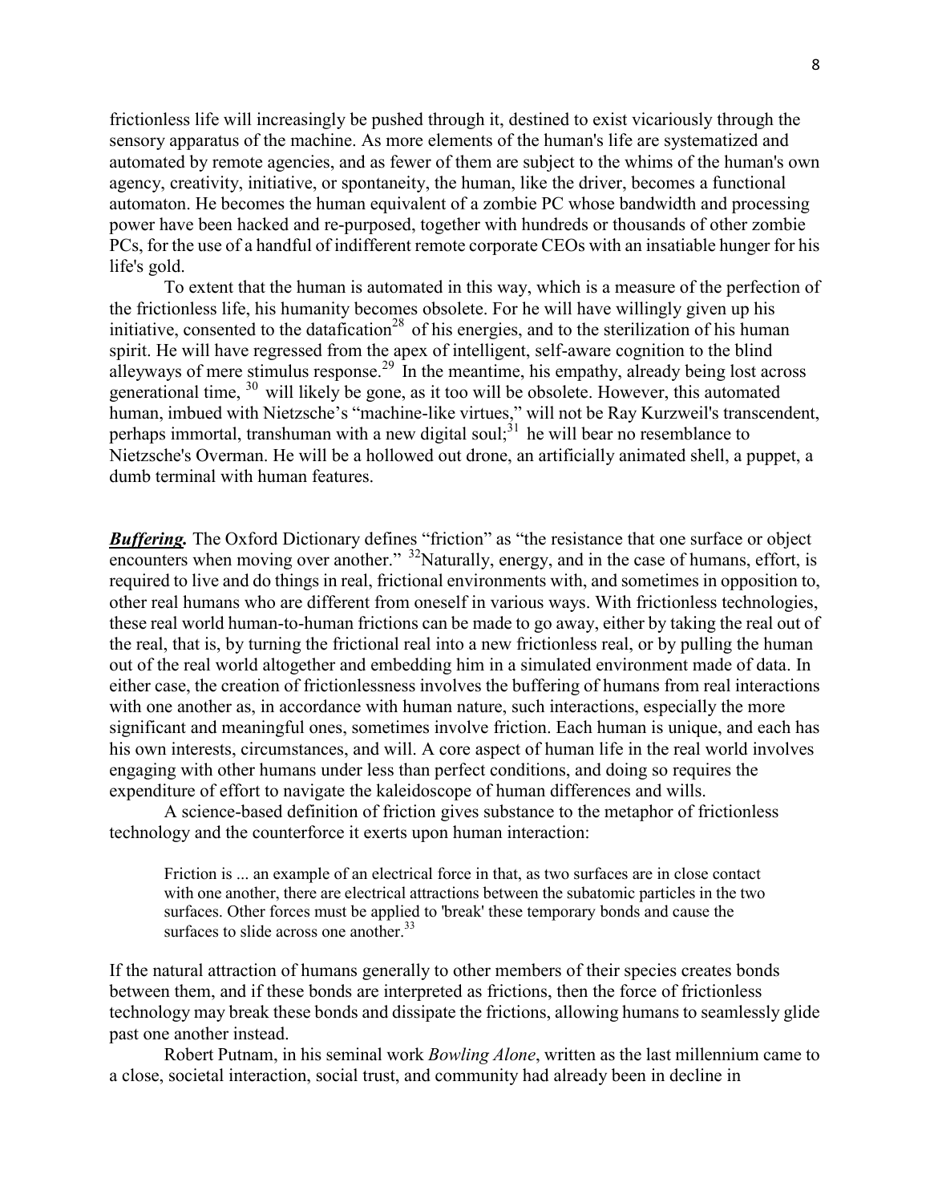frictionless life will increasingly be pushed through it, destined to exist vicariously through the sensory apparatus of the machine. As more elements of the human's life are systematized and automated by remote agencies, and as fewer of them are subject to the whims of the human's own agency, creativity, initiative, or spontaneity, the human, like the driver, becomes a functional automaton. He becomes the human equivalent of a zombie PC whose bandwidth and processing power have been hacked and re-purposed, together with hundreds or thousands of other zombie PCs, for the use of a handful of indifferent remote corporate CEOs with an insatiable hunger for his life's gold.

To extent that the human is automated in this way, which is a measure of the perfection of the frictionless life, his humanity becomes obsolete. For he will have willingly given up his initiative, consented to the datafication[28] of his energies, and to the sterilization of his human spirit. He will have regressed from the apex of intelligent, self-aware cognition to the blind alleyways of mere stimulus response.[29] In the meantime, his empathy, already being lost across generational time, [30] will likely be gone, as it too will be obsolete. However, this automated human, imbued with Nietzsche's "machine-like virtues," will not be Ray Kurzweil's transcendent, perhaps immortal, transhuman with a new digital soul;[31] he will bear no resemblance to Nietzsche's Overman. He will be a hollowed out drone, an artificially animated shell, a puppet, a dumb terminal with human features.

***Buffering.*** The Oxford Dictionary defines "friction" as "the resistance that one surface or object encounters when moving over another." [32]Naturally, energy, and in the case of humans, effort, is required to live and do things in real, frictional environments with, and sometimes in opposition to, other real humans who are different from oneself in various ways. With frictionless technologies, these real world human-to-human frictions can be made to go away, either by taking the real out of the real, that is, by turning the frictional real into a new frictionless real, or by pulling the human out of the real world altogether and embedding him in a simulated environment made of data. In either case, the creation of frictionlessness involves the buffering of humans from real interactions with one another as, in accordance with human nature, such interactions, especially the more significant and meaningful ones, sometimes involve friction. Each human is unique, and each has his own interests, circumstances, and will. A core aspect of human life in the real world involves engaging with other humans under less than perfect conditions, and doing so requires the expenditure of effort to navigate the kaleidoscope of human differences and wills.

A science-based definition of friction gives substance to the metaphor of frictionless technology and the counterforce it exerts upon human interaction:

> Friction is ... an example of an electrical force in that, as two surfaces are in close contact with one another, there are electrical attractions between the subatomic particles in the two surfaces. Other forces must be applied to 'break' these temporary bonds and cause the surfaces to slide across one another.[33]

If the natural attraction of humans generally to other members of their species creates bonds between them, and if these bonds are interpreted as frictions, then the force of frictionless technology may break these bonds and dissipate the frictions, allowing humans to seamlessly glide past one another instead.

Robert Putnam, in his seminal work *Bowling Alone*, written as the last millennium came to a close, societal interaction, social trust, and community had already been in decline in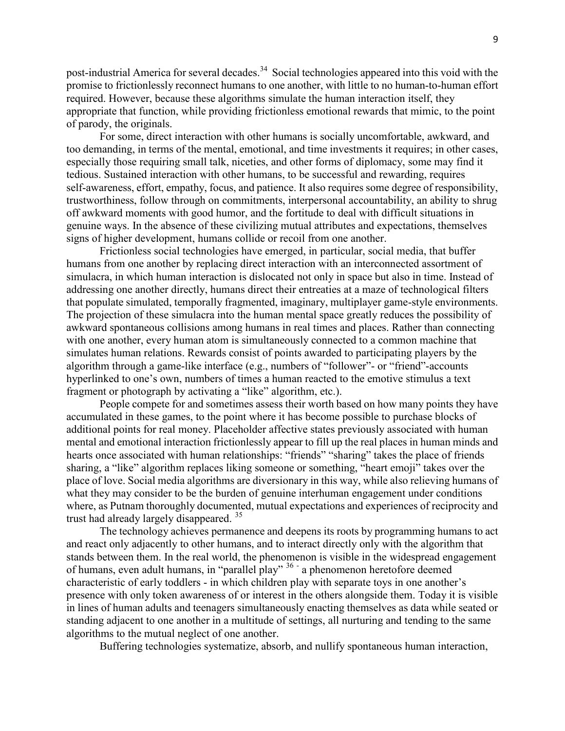post-industrial America for several decades.[34] Social technologies appeared into this void with the promise to frictionlessly reconnect humans to one another, with little to no human-to-human effort required. However, because these algorithms simulate the human interaction itself, they appropriate that function, while providing frictionless emotional rewards that mimic, to the point of parody, the originals.

For some, direct interaction with other humans is socially uncomfortable, awkward, and too demanding, in terms of the mental, emotional, and time investments it requires; in other cases, especially those requiring small talk, niceties, and other forms of diplomacy, some may find it tedious. Sustained interaction with other humans, to be successful and rewarding, requires self-awareness, effort, empathy, focus, and patience. It also requires some degree of responsibility, trustworthiness, follow through on commitments, interpersonal accountability, an ability to shrug off awkward moments with good humor, and the fortitude to deal with difficult situations in genuine ways. In the absence of these civilizing mutual attributes and expectations, themselves signs of higher development, humans collide or recoil from one another.

Frictionless social technologies have emerged, in particular, social media, that buffer humans from one another by replacing direct interaction with an interconnected assortment of simulacra, in which human interaction is dislocated not only in space but also in time. Instead of addressing one another directly, humans direct their entreaties at a maze of technological filters that populate simulated, temporally fragmented, imaginary, multiplayer game-style environments. The projection of these simulacra into the human mental space greatly reduces the possibility of awkward spontaneous collisions among humans in real times and places. Rather than connecting with one another, every human atom is simultaneously connected to a common machine that simulates human relations. Rewards consist of points awarded to participating players by the algorithm through a game-like interface (e.g., numbers of "follower"- or "friend"-accounts hyperlinked to one's own, numbers of times a human reacted to the emotive stimulus a text fragment or photograph by activating a "like" algorithm, etc.).

People compete for and sometimes assess their worth based on how many points they have accumulated in these games, to the point where it has become possible to purchase blocks of additional points for real money. Placeholder affective states previously associated with human mental and emotional interaction frictionlessly appear to fill up the real places in human minds and hearts once associated with human relationships: "friends" "sharing" takes the place of friends sharing, a "like" algorithm replaces liking someone or something, "heart emoji" takes over the place of love. Social media algorithms are diversionary in this way, while also relieving humans of what they may consider to be the burden of genuine interhuman engagement under conditions where, as Putnam thoroughly documented, mutual expectations and experiences of reciprocity and trust had already largely disappeared. [35]

The technology achieves permanence and deepens its roots by programming humans to act and react only adjacently to other humans, and to interact directly only with the algorithm that stands between them. In the real world, the phenomenon is visible in the widespread engagement of humans, even adult humans, in "parallel play" [36] - a phenomenon heretofore deemed characteristic of early toddlers - in which children play with separate toys in one another's presence with only token awareness of or interest in the others alongside them. Today it is visible in lines of human adults and teenagers simultaneously enacting themselves as data while seated or standing adjacent to one another in a multitude of settings, all nurturing and tending to the same algorithms to the mutual neglect of one another.

Buffering technologies systematize, absorb, and nullify spontaneous human interaction,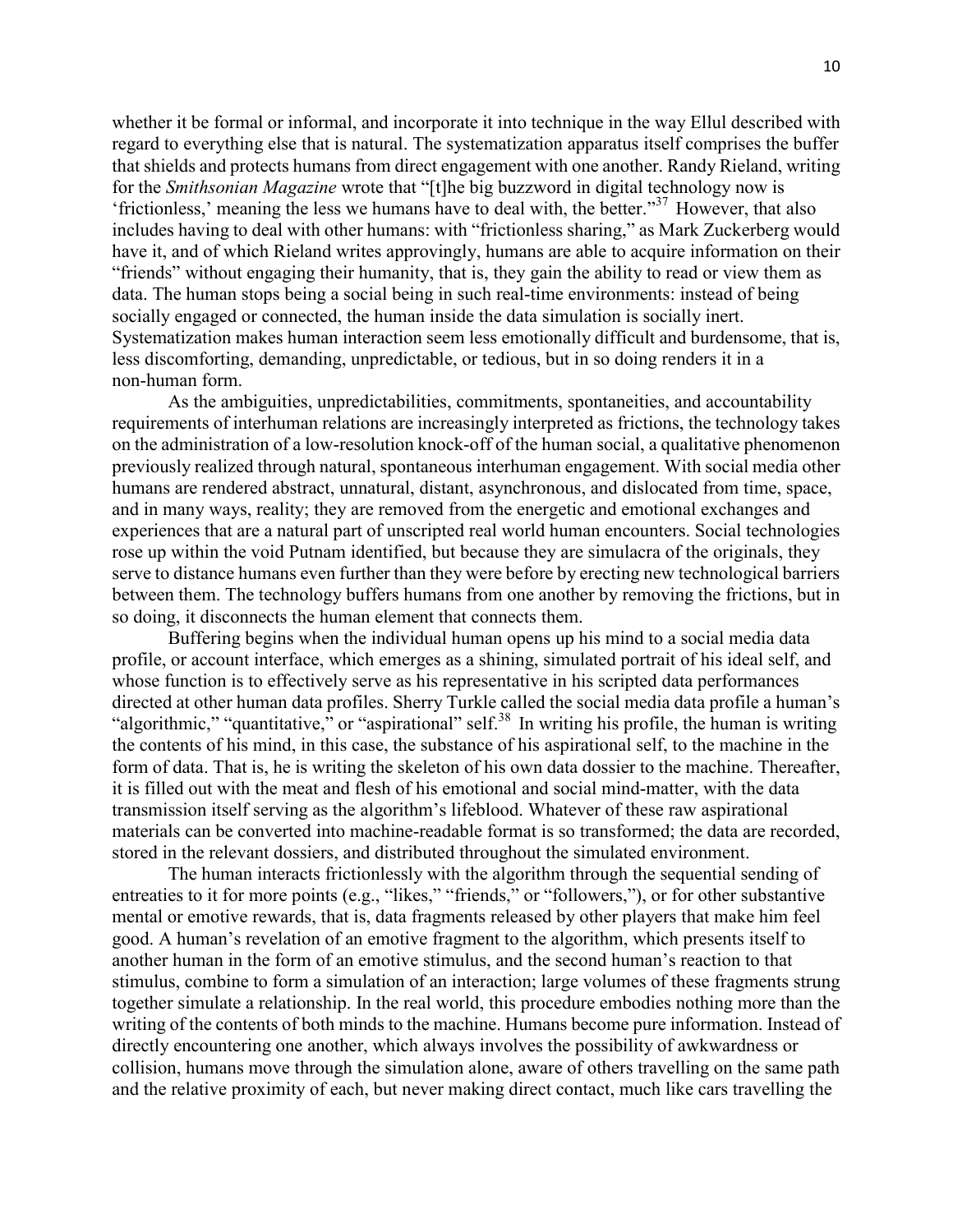whether it be formal or informal, and incorporate it into technique in the way Ellul described with regard to everything else that is natural. The systematization apparatus itself comprises the buffer that shields and protects humans from direct engagement with one another. Randy Rieland, writing for the *Smithsonian Magazine* wrote that "[t]he big buzzword in digital technology now is 'frictionless,' meaning the less we humans have to deal with, the better."[37] However, that also includes having to deal with other humans: with "frictionless sharing," as Mark Zuckerberg would have it, and of which Rieland writes approvingly, humans are able to acquire information on their "friends" without engaging their humanity, that is, they gain the ability to read or view them as data. The human stops being a social being in such real-time environments: instead of being socially engaged or connected, the human inside the data simulation is socially inert. Systematization makes human interaction seem less emotionally difficult and burdensome, that is, less discomforting, demanding, unpredictable, or tedious, but in so doing renders it in a non-human form.

As the ambiguities, unpredictabilities, commitments, spontaneities, and accountability requirements of interhuman relations are increasingly interpreted as frictions, the technology takes on the administration of a low-resolution knock-off of the human social, a qualitative phenomenon previously realized through natural, spontaneous interhuman engagement. With social media other humans are rendered abstract, unnatural, distant, asynchronous, and dislocated from time, space, and in many ways, reality; they are removed from the energetic and emotional exchanges and experiences that are a natural part of unscripted real world human encounters. Social technologies rose up within the void Putnam identified, but because they are simulacra of the originals, they serve to distance humans even further than they were before by erecting new technological barriers between them. The technology buffers humans from one another by removing the frictions, but in so doing, it disconnects the human element that connects them.

Buffering begins when the individual human opens up his mind to a social media data profile, or account interface, which emerges as a shining, simulated portrait of his ideal self, and whose function is to effectively serve as his representative in his scripted data performances directed at other human data profiles. Sherry Turkle called the social media data profile a human's "algorithmic," "quantitative," or "aspirational" self.[38] In writing his profile, the human is writing the contents of his mind, in this case, the substance of his aspirational self, to the machine in the form of data. That is, he is writing the skeleton of his own data dossier to the machine. Thereafter, it is filled out with the meat and flesh of his emotional and social mind-matter, with the data transmission itself serving as the algorithm's lifeblood. Whatever of these raw aspirational materials can be converted into machine-readable format is so transformed; the data are recorded, stored in the relevant dossiers, and distributed throughout the simulated environment.

The human interacts frictionlessly with the algorithm through the sequential sending of entreaties to it for more points (e.g., "likes," "friends," or "followers,"), or for other substantive mental or emotive rewards, that is, data fragments released by other players that make him feel good. A human's revelation of an emotive fragment to the algorithm, which presents itself to another human in the form of an emotive stimulus, and the second human's reaction to that stimulus, combine to form a simulation of an interaction; large volumes of these fragments strung together simulate a relationship. In the real world, this procedure embodies nothing more than the writing of the contents of both minds to the machine. Humans become pure information. Instead of directly encountering one another, which always involves the possibility of awkwardness or collision, humans move through the simulation alone, aware of others travelling on the same path and the relative proximity of each, but never making direct contact, much like cars travelling the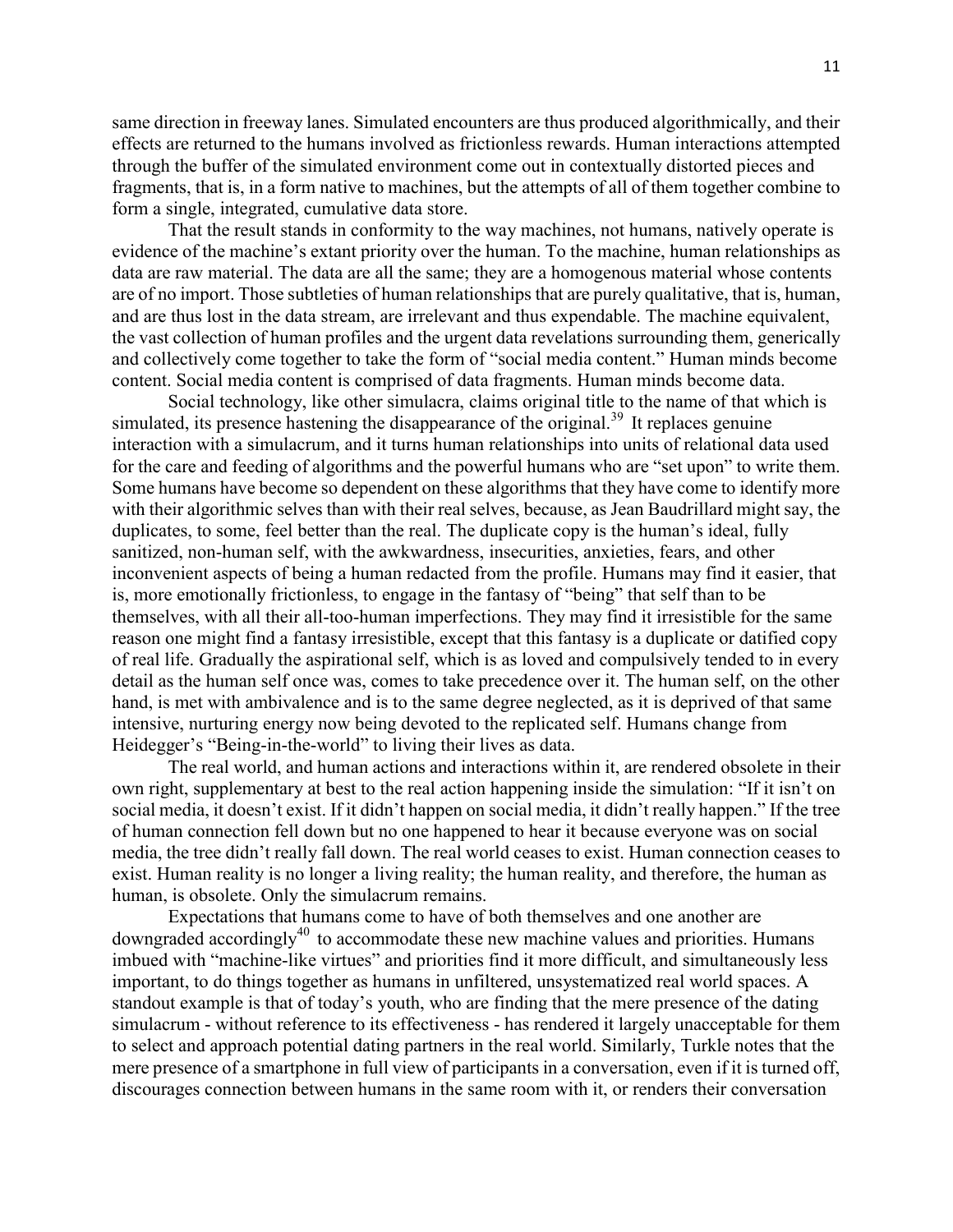same direction in freeway lanes. Simulated encounters are thus produced algorithmically, and their effects are returned to the humans involved as frictionless rewards. Human interactions attempted through the buffer of the simulated environment come out in contextually distorted pieces and fragments, that is, in a form native to machines, but the attempts of all of them together combine to form a single, integrated, cumulative data store.

That the result stands in conformity to the way machines, not humans, natively operate is evidence of the machine's extant priority over the human. To the machine, human relationships as data are raw material. The data are all the same; they are a homogenous material whose contents are of no import. Those subtleties of human relationships that are purely qualitative, that is, human, and are thus lost in the data stream, are irrelevant and thus expendable. The machine equivalent, the vast collection of human profiles and the urgent data revelations surrounding them, generically and collectively come together to take the form of "social media content." Human minds become content. Social media content is comprised of data fragments. Human minds become data.

Social technology, like other simulacra, claims original title to the name of that which is simulated, its presence hastening the disappearance of the original.[39] It replaces genuine interaction with a simulacrum, and it turns human relationships into units of relational data used for the care and feeding of algorithms and the powerful humans who are "set upon" to write them. Some humans have become so dependent on these algorithms that they have come to identify more with their algorithmic selves than with their real selves, because, as Jean Baudrillard might say, the duplicates, to some, feel better than the real. The duplicate copy is the human's ideal, fully sanitized, non-human self, with the awkwardness, insecurities, anxieties, fears, and other inconvenient aspects of being a human redacted from the profile. Humans may find it easier, that is, more emotionally frictionless, to engage in the fantasy of "being" that self than to be themselves, with all their all-too-human imperfections. They may find it irresistible for the same reason one might find a fantasy irresistible, except that this fantasy is a duplicate or datified copy of real life. Gradually the aspirational self, which is as loved and compulsively tended to in every detail as the human self once was, comes to take precedence over it. The human self, on the other hand, is met with ambivalence and is to the same degree neglected, as it is deprived of that same intensive, nurturing energy now being devoted to the replicated self. Humans change from Heidegger's "Being-in-the-world" to living their lives as data.

The real world, and human actions and interactions within it, are rendered obsolete in their own right, supplementary at best to the real action happening inside the simulation: "If it isn't on social media, it doesn't exist. If it didn't happen on social media, it didn't really happen." If the tree of human connection fell down but no one happened to hear it because everyone was on social media, the tree didn't really fall down. The real world ceases to exist. Human connection ceases to exist. Human reality is no longer a living reality; the human reality, and therefore, the human as human, is obsolete. Only the simulacrum remains.

Expectations that humans come to have of both themselves and one another are downgraded accordingly[40] to accommodate these new machine values and priorities. Humans imbued with "machine-like virtues" and priorities find it more difficult, and simultaneously less important, to do things together as humans in unfiltered, unsystematized real world spaces. A standout example is that of today's youth, who are finding that the mere presence of the dating simulacrum - without reference to its effectiveness - has rendered it largely unacceptable for them to select and approach potential dating partners in the real world. Similarly, Turkle notes that the mere presence of a smartphone in full view of participants in a conversation, even if it is turned off, discourages connection between humans in the same room with it, or renders their conversation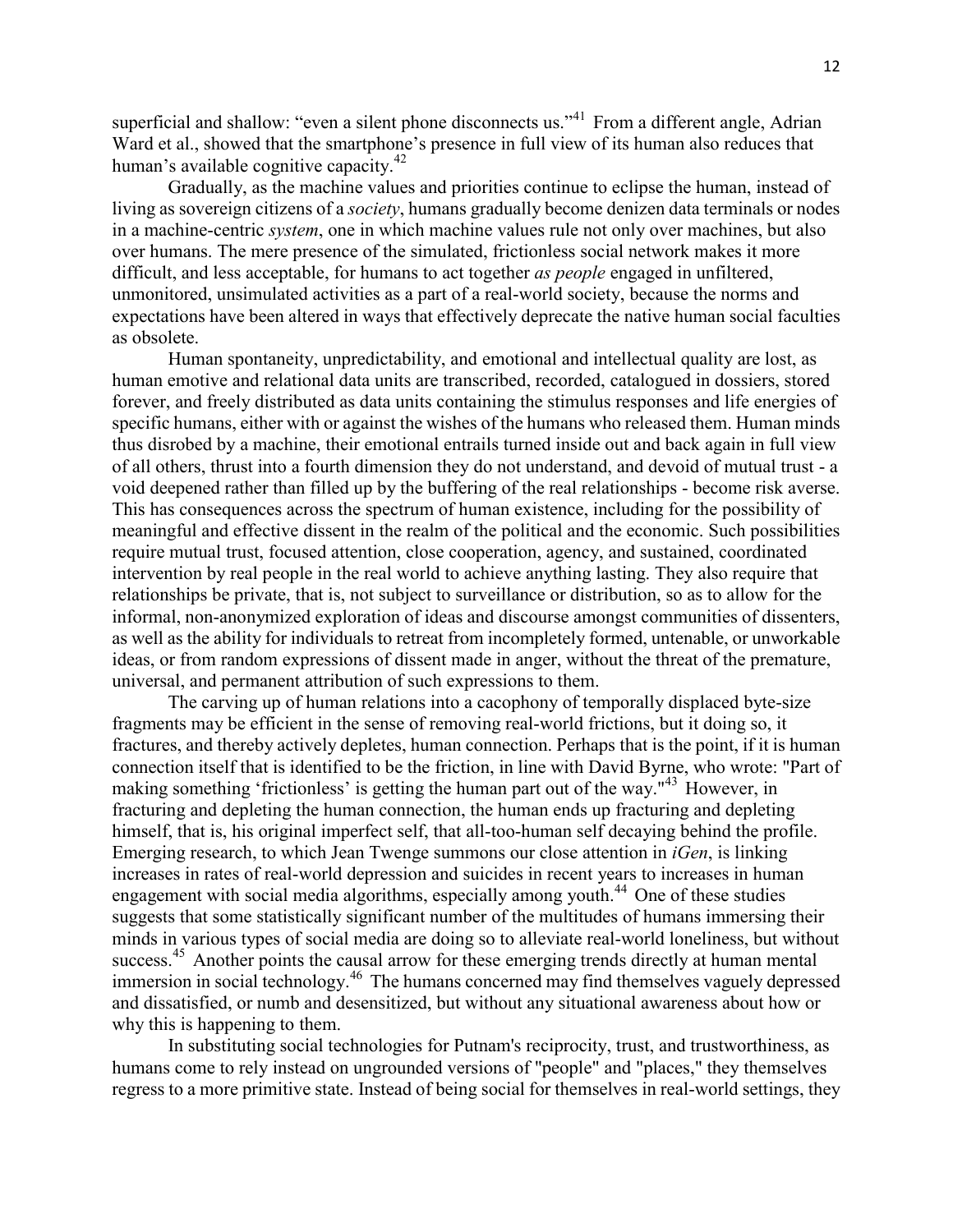superficial and shallow: "even a silent phone disconnects us."[41] From a different angle, Adrian Ward et al., showed that the smartphone's presence in full view of its human also reduces that human's available cognitive capacity.[42]

Gradually, as the machine values and priorities continue to eclipse the human, instead of living as sovereign citizens of a *society*, humans gradually become denizen data terminals or nodes in a machine-centric *system*, one in which machine values rule not only over machines, but also over humans. The mere presence of the simulated, frictionless social network makes it more difficult, and less acceptable, for humans to act together *as people* engaged in unfiltered, unmonitored, unsimulated activities as a part of a real-world society, because the norms and expectations have been altered in ways that effectively deprecate the native human social faculties as obsolete.

Human spontaneity, unpredictability, and emotional and intellectual quality are lost, as human emotive and relational data units are transcribed, recorded, catalogued in dossiers, stored forever, and freely distributed as data units containing the stimulus responses and life energies of specific humans, either with or against the wishes of the humans who released them. Human minds thus disrobed by a machine, their emotional entrails turned inside out and back again in full view of all others, thrust into a fourth dimension they do not understand, and devoid of mutual trust - a void deepened rather than filled up by the buffering of the real relationships - become risk averse. This has consequences across the spectrum of human existence, including for the possibility of meaningful and effective dissent in the realm of the political and the economic. Such possibilities require mutual trust, focused attention, close cooperation, agency, and sustained, coordinated intervention by real people in the real world to achieve anything lasting. They also require that relationships be private, that is, not subject to surveillance or distribution, so as to allow for the informal, non-anonymized exploration of ideas and discourse amongst communities of dissenters, as well as the ability for individuals to retreat from incompletely formed, untenable, or unworkable ideas, or from random expressions of dissent made in anger, without the threat of the premature, universal, and permanent attribution of such expressions to them.

The carving up of human relations into a cacophony of temporally displaced byte-size fragments may be efficient in the sense of removing real-world frictions, but it doing so, it fractures, and thereby actively depletes, human connection. Perhaps that is the point, if it is human connection itself that is identified to be the friction, in line with David Byrne, who wrote: "Part of making something 'frictionless' is getting the human part out of the way."[43] However, in fracturing and depleting the human connection, the human ends up fracturing and depleting himself, that is, his original imperfect self, that all-too-human self decaying behind the profile. Emerging research, to which Jean Twenge summons our close attention in *iGen*, is linking increases in rates of real-world depression and suicides in recent years to increases in human engagement with social media algorithms, especially among youth.[44] One of these studies suggests that some statistically significant number of the multitudes of humans immersing their minds in various types of social media are doing so to alleviate real-world loneliness, but without success.[45] Another points the causal arrow for these emerging trends directly at human mental immersion in social technology.[46] The humans concerned may find themselves vaguely depressed and dissatisfied, or numb and desensitized, but without any situational awareness about how or why this is happening to them.

In substituting social technologies for Putnam's reciprocity, trust, and trustworthiness, as humans come to rely instead on ungrounded versions of "people" and "places," they themselves regress to a more primitive state. Instead of being social for themselves in real-world settings, they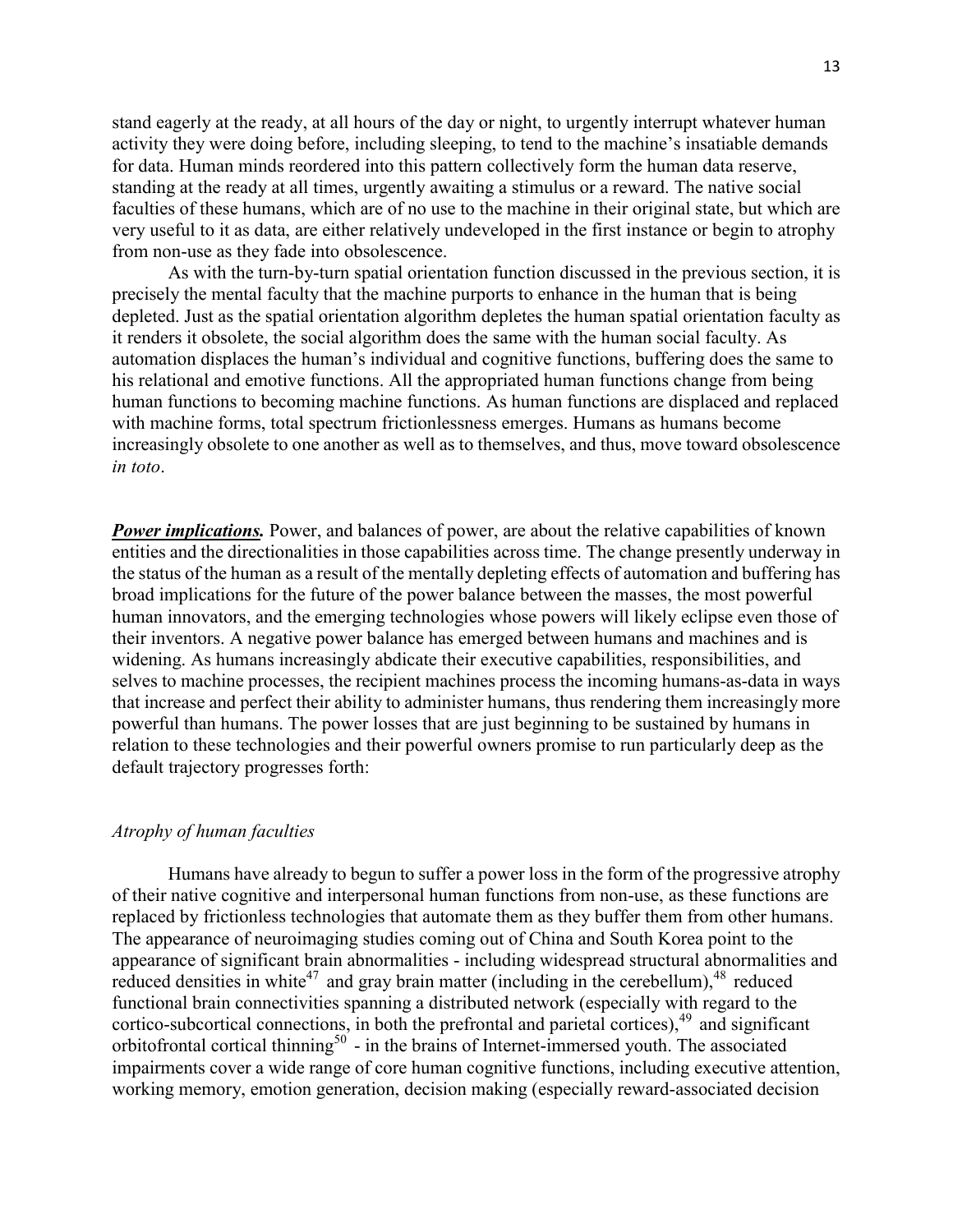stand eagerly at the ready, at all hours of the day or night, to urgently interrupt whatever human activity they were doing before, including sleeping, to tend to the machine's insatiable demands for data. Human minds reordered into this pattern collectively form the human data reserve, standing at the ready at all times, urgently awaiting a stimulus or a reward. The native social faculties of these humans, which are of no use to the machine in their original state, but which are very useful to it as data, are either relatively undeveloped in the first instance or begin to atrophy from non-use as they fade into obsolescence.

As with the turn-by-turn spatial orientation function discussed in the previous section, it is precisely the mental faculty that the machine purports to enhance in the human that is being depleted. Just as the spatial orientation algorithm depletes the human spatial orientation faculty as it renders it obsolete, the social algorithm does the same with the human social faculty. As automation displaces the human's individual and cognitive functions, buffering does the same to his relational and emotive functions. All the appropriated human functions change from being human functions to becoming machine functions. As human functions are displaced and replaced with machine forms, total spectrum frictionlessness emerges. Humans as humans become increasingly obsolete to one another as well as to themselves, and thus, move toward obsolescence *in toto*.

***Power implications.*** Power, and balances of power, are about the relative capabilities of known entities and the directionalities in those capabilities across time. The change presently underway in the status of the human as a result of the mentally depleting effects of automation and buffering has broad implications for the future of the power balance between the masses, the most powerful human innovators, and the emerging technologies whose powers will likely eclipse even those of their inventors. A negative power balance has emerged between humans and machines and is widening. As humans increasingly abdicate their executive capabilities, responsibilities, and selves to machine processes, the recipient machines process the incoming humans-as-data in ways that increase and perfect their ability to administer humans, thus rendering them increasingly more powerful than humans. The power losses that are just beginning to be sustained by humans in relation to these technologies and their powerful owners promise to run particularly deep as the default trajectory progresses forth:

*Atrophy of human faculties*

Humans have already to begun to suffer a power loss in the form of the progressive atrophy of their native cognitive and interpersonal human functions from non-use, as these functions are replaced by frictionless technologies that automate them as they buffer them from other humans. The appearance of neuroimaging studies coming out of China and South Korea point to the appearance of significant brain abnormalities - including widespread structural abnormalities and reduced densities in white[47] and gray brain matter (including in the cerebellum),[48] reduced functional brain connectivities spanning a distributed network (especially with regard to the cortico-subcortical connections, in both the prefrontal and parietal cortices),[49] and significant orbitofrontal cortical thinning[50] - in the brains of Internet-immersed youth. The associated impairments cover a wide range of core human cognitive functions, including executive attention, working memory, emotion generation, decision making (especially reward-associated decision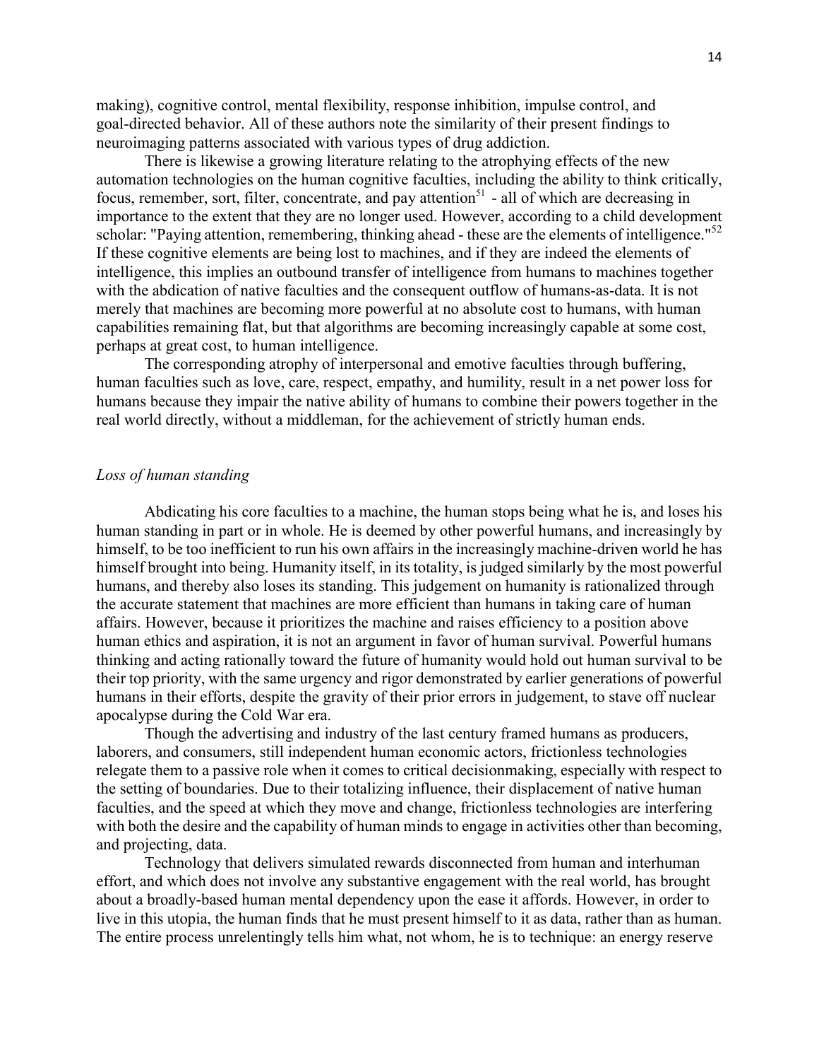making), cognitive control, mental flexibility, response inhibition, impulse control, and goal-directed behavior. All of these authors note the similarity of their present findings to neuroimaging patterns associated with various types of drug addiction.

There is likewise a growing literature relating to the atrophying effects of the new automation technologies on the human cognitive faculties, including the ability to think critically, focus, remember, sort, filter, concentrate, and pay attention[51] - all of which are decreasing in importance to the extent that they are no longer used. However, according to a child development scholar: "Paying attention, remembering, thinking ahead - these are the elements of intelligence."[52] If these cognitive elements are being lost to machines, and if they are indeed the elements of intelligence, this implies an outbound transfer of intelligence from humans to machines together with the abdication of native faculties and the consequent outflow of humans-as-data. It is not merely that machines are becoming more powerful at no absolute cost to humans, with human capabilities remaining flat, but that algorithms are becoming increasingly capable at some cost, perhaps at great cost, to human intelligence.

The corresponding atrophy of interpersonal and emotive faculties through buffering, human faculties such as love, care, respect, empathy, and humility, result in a net power loss for humans because they impair the native ability of humans to combine their powers together in the real world directly, without a middleman, for the achievement of strictly human ends.

### *Loss of human standing*

Abdicating his core faculties to a machine, the human stops being what he is, and loses his human standing in part or in whole. He is deemed by other powerful humans, and increasingly by himself, to be too inefficient to run his own affairs in the increasingly machine-driven world he has himself brought into being. Humanity itself, in its totality, is judged similarly by the most powerful humans, and thereby also loses its standing. This judgement on humanity is rationalized through the accurate statement that machines are more efficient than humans in taking care of human affairs. However, because it prioritizes the machine and raises efficiency to a position above human ethics and aspiration, it is not an argument in favor of human survival. Powerful humans thinking and acting rationally toward the future of humanity would hold out human survival to be their top priority, with the same urgency and rigor demonstrated by earlier generations of powerful humans in their efforts, despite the gravity of their prior errors in judgement, to stave off nuclear apocalypse during the Cold War era.

Though the advertising and industry of the last century framed humans as producers, laborers, and consumers, still independent human economic actors, frictionless technologies relegate them to a passive role when it comes to critical decisionmaking, especially with respect to the setting of boundaries. Due to their totalizing influence, their displacement of native human faculties, and the speed at which they move and change, frictionless technologies are interfering with both the desire and the capability of human minds to engage in activities other than becoming, and projecting, data.

Technology that delivers simulated rewards disconnected from human and interhuman effort, and which does not involve any substantive engagement with the real world, has brought about a broadly-based human mental dependency upon the ease it affords. However, in order to live in this utopia, the human finds that he must present himself to it as data, rather than as human. The entire process unrelentingly tells him what, not whom, he is to technique: an energy reserve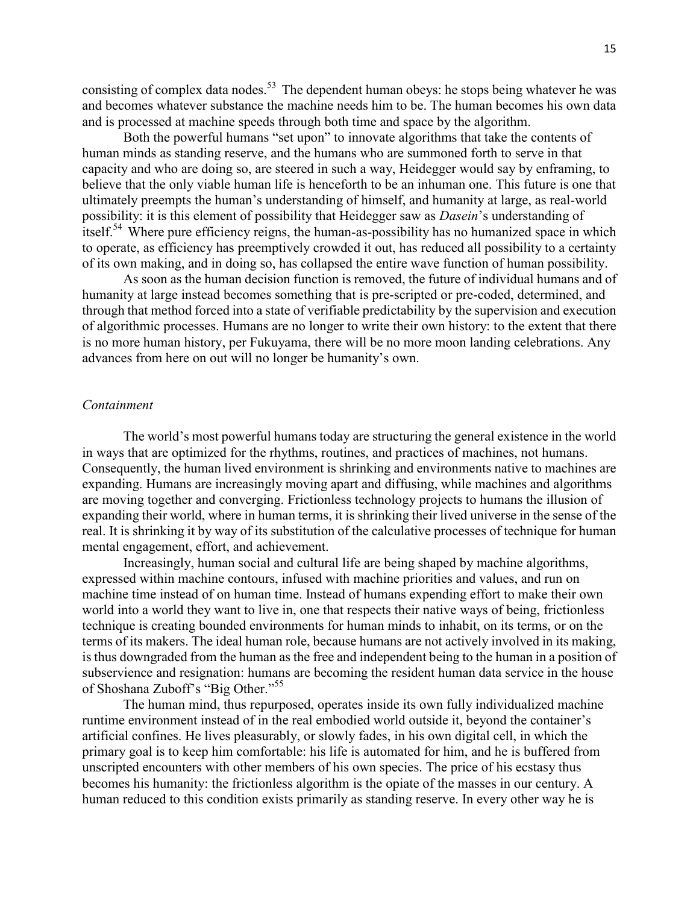consisting of complex data nodes.[53] The dependent human obeys: he stops being whatever he was and becomes whatever substance the machine needs him to be. The human becomes his own data and is processed at machine speeds through both time and space by the algorithm.

Both the powerful humans "set upon" to innovate algorithms that take the contents of human minds as standing reserve, and the humans who are summoned forth to serve in that capacity and who are doing so, are steered in such a way, Heidegger would say by enframing, to believe that the only viable human life is henceforth to be an inhuman one. This future is one that ultimately preempts the human's understanding of himself, and humanity at large, as real-world possibility: it is this element of possibility that Heidegger saw as *Dasein*'s understanding of itself.[54] Where pure efficiency reigns, the human-as-possibility has no humanized space in which to operate, as efficiency has preemptively crowded it out, has reduced all possibility to a certainty of its own making, and in doing so, has collapsed the entire wave function of human possibility.

As soon as the human decision function is removed, the future of individual humans and of humanity at large instead becomes something that is pre-scripted or pre-coded, determined, and through that method forced into a state of verifiable predictability by the supervision and execution of algorithmic processes. Humans are no longer to write their own history: to the extent that there is no more human history, per Fukuyama, there will be no more moon landing celebrations. Any advances from here on out will no longer be humanity's own.

### *Containment*

The world's most powerful humans today are structuring the general existence in the world in ways that are optimized for the rhythms, routines, and practices of machines, not humans. Consequently, the human lived environment is shrinking and environments native to machines are expanding. Humans are increasingly moving apart and diffusing, while machines and algorithms are moving together and converging. Frictionless technology projects to humans the illusion of expanding their world, where in human terms, it is shrinking their lived universe in the sense of the real. It is shrinking it by way of its substitution of the calculative processes of technique for human mental engagement, effort, and achievement.

Increasingly, human social and cultural life are being shaped by machine algorithms, expressed within machine contours, infused with machine priorities and values, and run on machine time instead of on human time. Instead of humans expending effort to make their own world into a world they want to live in, one that respects their native ways of being, frictionless technique is creating bounded environments for human minds to inhabit, on its terms, or on the terms of its makers. The ideal human role, because humans are not actively involved in its making, is thus downgraded from the human as the free and independent being to the human in a position of subservience and resignation: humans are becoming the resident human data service in the house of Shoshana Zuboff's "Big Other."[55]

The human mind, thus repurposed, operates inside its own fully individualized machine runtime environment instead of in the real embodied world outside it, beyond the container's artificial confines. He lives pleasurably, or slowly fades, in his own digital cell, in which the primary goal is to keep him comfortable: his life is automated for him, and he is buffered from unscripted encounters with other members of his own species. The price of his ecstasy thus becomes his humanity: the frictionless algorithm is the opiate of the masses in our century. A human reduced to this condition exists primarily as standing reserve. In every other way he is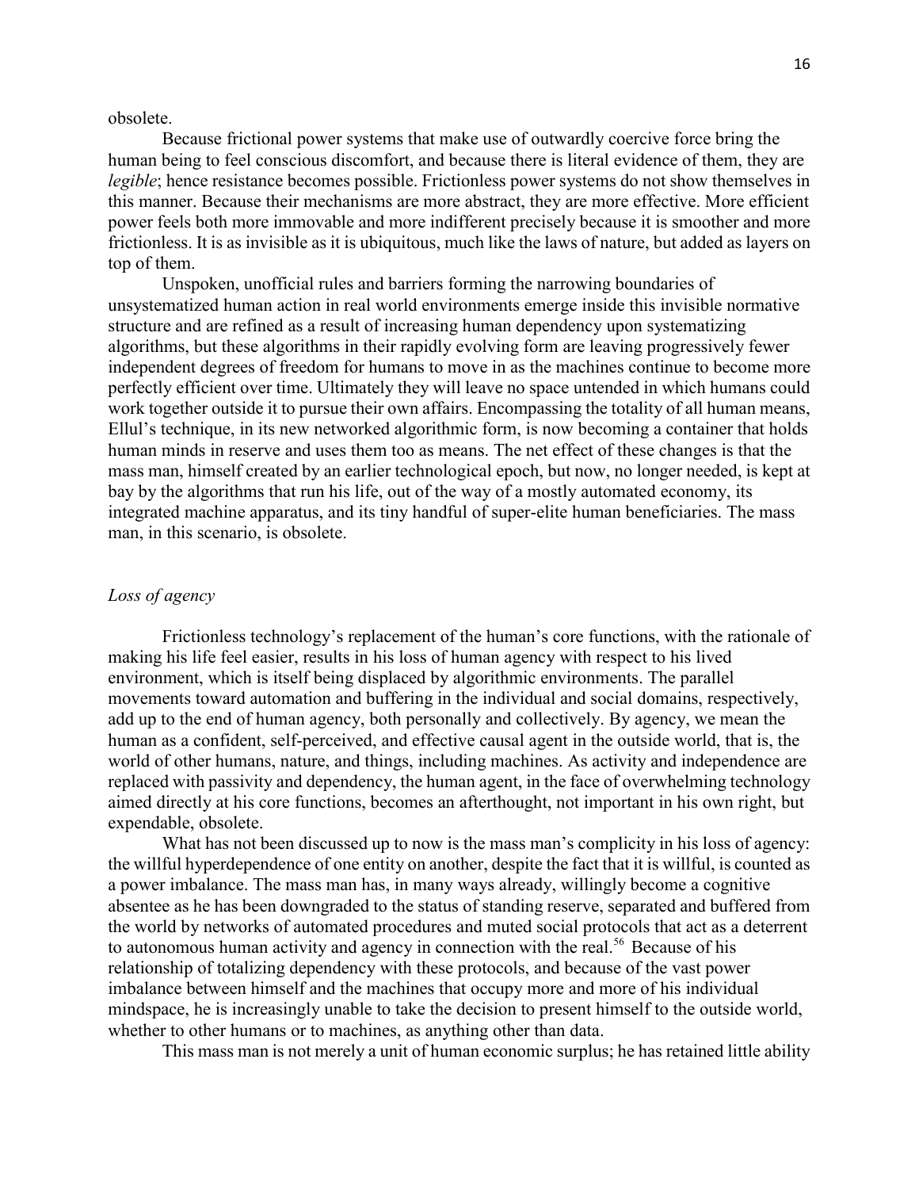obsolete.

Because frictional power systems that make use of outwardly coercive force bring the human being to feel conscious discomfort, and because there is literal evidence of them, they are *legible*; hence resistance becomes possible. Frictionless power systems do not show themselves in this manner. Because their mechanisms are more abstract, they are more effective. More efficient power feels both more immovable and more indifferent precisely because it is smoother and more frictionless. It is as invisible as it is ubiquitous, much like the laws of nature, but added as layers on top of them.

Unspoken, unofficial rules and barriers forming the narrowing boundaries of unsystematized human action in real world environments emerge inside this invisible normative structure and are refined as a result of increasing human dependency upon systematizing algorithms, but these algorithms in their rapidly evolving form are leaving progressively fewer independent degrees of freedom for humans to move in as the machines continue to become more perfectly efficient over time. Ultimately they will leave no space untended in which humans could work together outside it to pursue their own affairs. Encompassing the totality of all human means, Ellul's technique, in its new networked algorithmic form, is now becoming a container that holds human minds in reserve and uses them too as means. The net effect of these changes is that the mass man, himself created by an earlier technological epoch, but now, no longer needed, is kept at bay by the algorithms that run his life, out of the way of a mostly automated economy, its integrated machine apparatus, and its tiny handful of super-elite human beneficiaries. The mass man, in this scenario, is obsolete.

*Loss of agency*

Frictionless technology's replacement of the human's core functions, with the rationale of making his life feel easier, results in his loss of human agency with respect to his lived environment, which is itself being displaced by algorithmic environments. The parallel movements toward automation and buffering in the individual and social domains, respectively, add up to the end of human agency, both personally and collectively. By agency, we mean the human as a confident, self-perceived, and effective causal agent in the outside world, that is, the world of other humans, nature, and things, including machines. As activity and independence are replaced with passivity and dependency, the human agent, in the face of overwhelming technology aimed directly at his core functions, becomes an afterthought, not important in his own right, but expendable, obsolete.

What has not been discussed up to now is the mass man's complicity in his loss of agency: the willful hyperdependence of one entity on another, despite the fact that it is willful, is counted as a power imbalance. The mass man has, in many ways already, willingly become a cognitive absentee as he has been downgraded to the status of standing reserve, separated and buffered from the world by networks of automated procedures and muted social protocols that act as a deterrent to autonomous human activity and agency in connection with the real.[56] Because of his relationship of totalizing dependency with these protocols, and because of the vast power imbalance between himself and the machines that occupy more and more of his individual mindspace, he is increasingly unable to take the decision to present himself to the outside world, whether to other humans or to machines, as anything other than data.

This mass man is not merely a unit of human economic surplus; he has retained little ability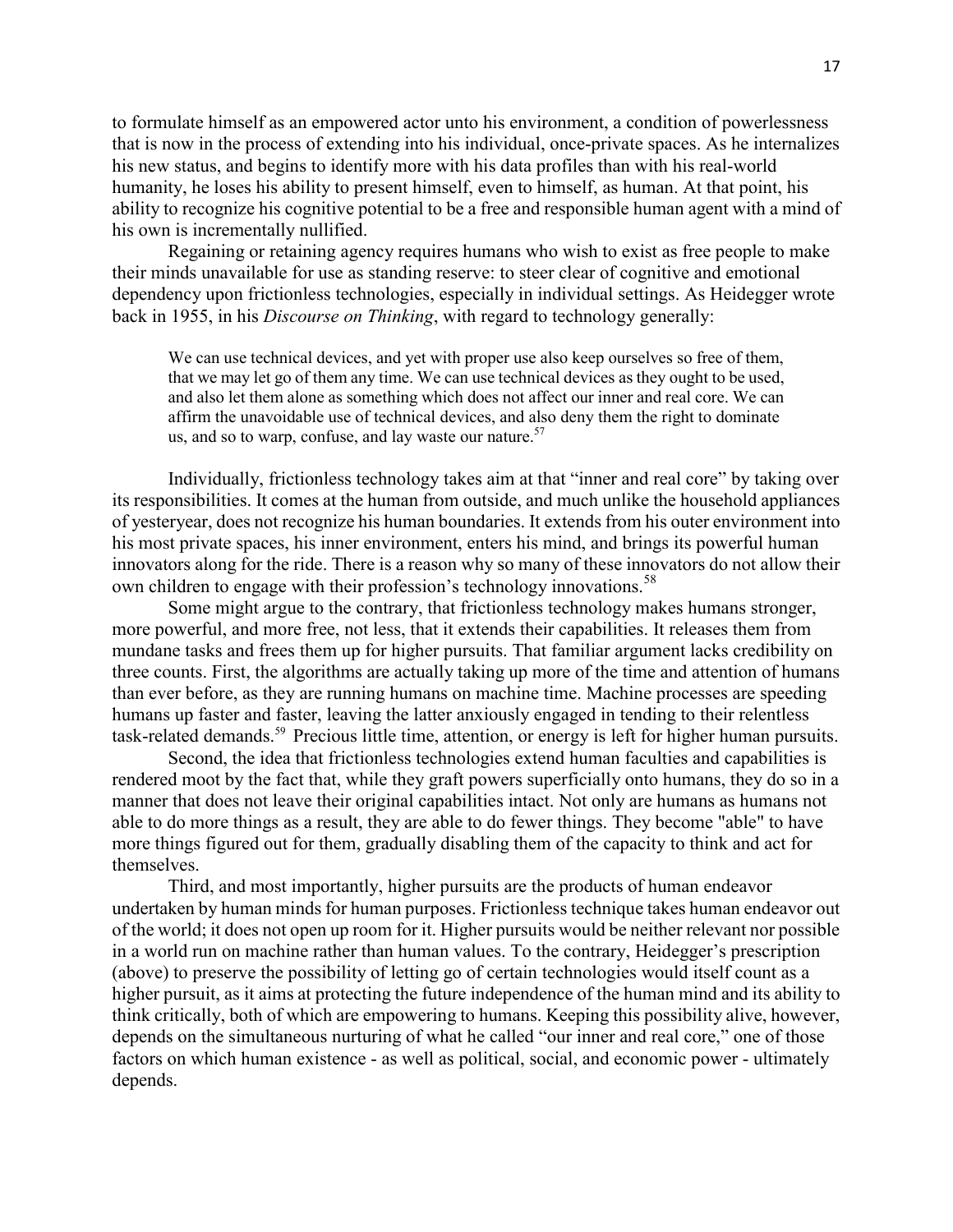to formulate himself as an empowered actor unto his environment, a condition of powerlessness that is now in the process of extending into his individual, once-private spaces. As he internalizes his new status, and begins to identify more with his data profiles than with his real-world humanity, he loses his ability to present himself, even to himself, as human. At that point, his ability to recognize his cognitive potential to be a free and responsible human agent with a mind of his own is incrementally nullified.

Regaining or retaining agency requires humans who wish to exist as free people to make their minds unavailable for use as standing reserve: to steer clear of cognitive and emotional dependency upon frictionless technologies, especially in individual settings. As Heidegger wrote back in 1955, in his *Discourse on Thinking*, with regard to technology generally:

> We can use technical devices, and yet with proper use also keep ourselves so free of them, that we may let go of them any time. We can use technical devices as they ought to be used, and also let them alone as something which does not affect our inner and real core. We can affirm the unavoidable use of technical devices, and also deny them the right to dominate us, and so to warp, confuse, and lay waste our nature.[57]

Individually, frictionless technology takes aim at that "inner and real core" by taking over its responsibilities. It comes at the human from outside, and much unlike the household appliances of yesteryear, does not recognize his human boundaries. It extends from his outer environment into his most private spaces, his inner environment, enters his mind, and brings its powerful human innovators along for the ride. There is a reason why so many of these innovators do not allow their own children to engage with their profession's technology innovations.[58]

Some might argue to the contrary, that frictionless technology makes humans stronger, more powerful, and more free, not less, that it extends their capabilities. It releases them from mundane tasks and frees them up for higher pursuits. That familiar argument lacks credibility on three counts. First, the algorithms are actually taking up more of the time and attention of humans than ever before, as they are running humans on machine time. Machine processes are speeding humans up faster and faster, leaving the latter anxiously engaged in tending to their relentless task-related demands.[59] Precious little time, attention, or energy is left for higher human pursuits.

Second, the idea that frictionless technologies extend human faculties and capabilities is rendered moot by the fact that, while they graft powers superficially onto humans, they do so in a manner that does not leave their original capabilities intact. Not only are humans as humans not able to do more things as a result, they are able to do fewer things. They become "able" to have more things figured out for them, gradually disabling them of the capacity to think and act for themselves.

Third, and most importantly, higher pursuits are the products of human endeavor undertaken by human minds for human purposes. Frictionless technique takes human endeavor out of the world; it does not open up room for it. Higher pursuits would be neither relevant nor possible in a world run on machine rather than human values. To the contrary, Heidegger's prescription (above) to preserve the possibility of letting go of certain technologies would itself count as a higher pursuit, as it aims at protecting the future independence of the human mind and its ability to think critically, both of which are empowering to humans. Keeping this possibility alive, however, depends on the simultaneous nurturing of what he called "our inner and real core," one of those factors on which human existence - as well as political, social, and economic power - ultimately depends.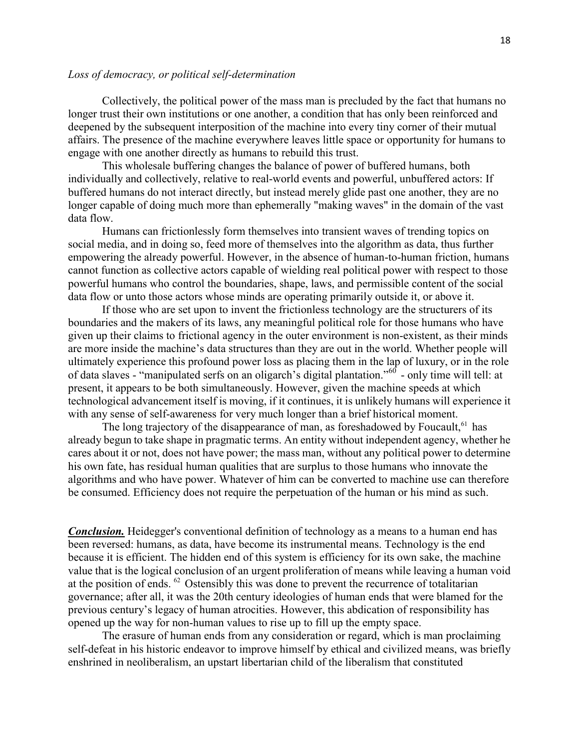*Loss of democracy, or political self-determination*

Collectively, the political power of the mass man is precluded by the fact that humans no longer trust their own institutions or one another, a condition that has only been reinforced and deepened by the subsequent interposition of the machine into every tiny corner of their mutual affairs. The presence of the machine everywhere leaves little space or opportunity for humans to engage with one another directly as humans to rebuild this trust.

This wholesale buffering changes the balance of power of buffered humans, both individually and collectively, relative to real-world events and powerful, unbuffered actors: If buffered humans do not interact directly, but instead merely glide past one another, they are no longer capable of doing much more than ephemerally "making waves" in the domain of the vast data flow.

Humans can frictionlessly form themselves into transient waves of trending topics on social media, and in doing so, feed more of themselves into the algorithm as data, thus further empowering the already powerful. However, in the absence of human-to-human friction, humans cannot function as collective actors capable of wielding real political power with respect to those powerful humans who control the boundaries, shape, laws, and permissible content of the social data flow or unto those actors whose minds are operating primarily outside it, or above it.

If those who are set upon to invent the frictionless technology are the structurers of its boundaries and the makers of its laws, any meaningful political role for those humans who have given up their claims to frictional agency in the outer environment is non-existent, as their minds are more inside the machine's data structures than they are out in the world. Whether people will ultimately experience this profound power loss as placing them in the lap of luxury, or in the role of data slaves - "manipulated serfs on an oligarch's digital plantation."[60] - only time will tell: at present, it appears to be both simultaneously. However, given the machine speeds at which technological advancement itself is moving, if it continues, it is unlikely humans will experience it with any sense of self-awareness for very much longer than a brief historical moment.

The long trajectory of the disappearance of man, as foreshadowed by Foucault,[61] has already begun to take shape in pragmatic terms. An entity without independent agency, whether he cares about it or not, does not have power; the mass man, without any political power to determine his own fate, has residual human qualities that are surplus to those humans who innovate the algorithms and who have power. Whatever of him can be converted to machine use can therefore be consumed. Efficiency does not require the perpetuation of the human or his mind as such.

***Conclusion.*** Heidegger's conventional definition of technology as a means to a human end has been reversed: humans, as data, have become its instrumental means. Technology is the end because it is efficient. The hidden end of this system is efficiency for its own sake, the machine value that is the logical conclusion of an urgent proliferation of means while leaving a human void at the position of ends. [62] Ostensibly this was done to prevent the recurrence of totalitarian governance; after all, it was the 20th century ideologies of human ends that were blamed for the previous century's legacy of human atrocities. However, this abdication of responsibility has opened up the way for non-human values to rise up to fill up the empty space.

The erasure of human ends from any consideration or regard, which is man proclaiming self-defeat in his historic endeavor to improve himself by ethical and civilized means, was briefly enshrined in neoliberalism, an upstart libertarian child of the liberalism that constituted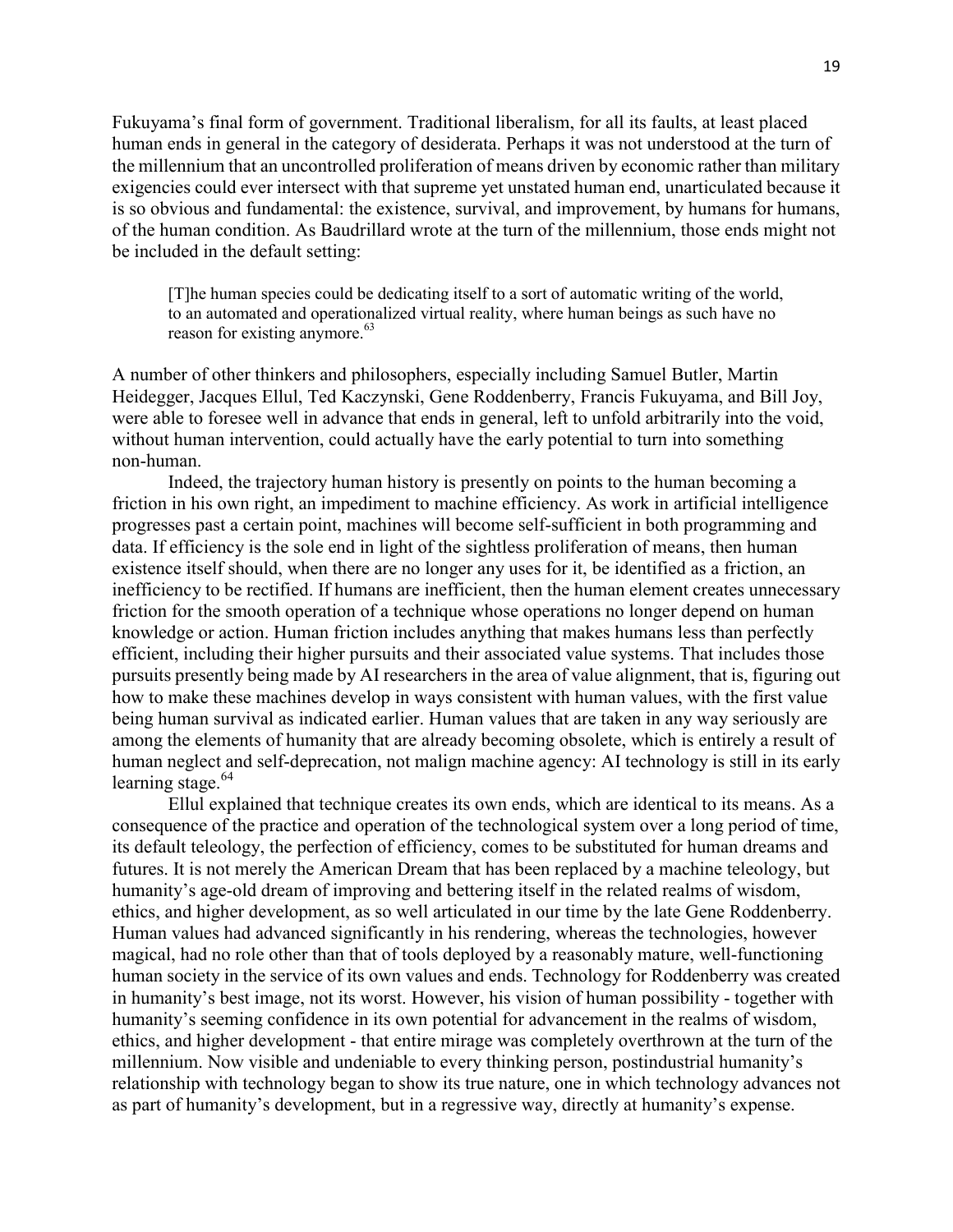Fukuyama's final form of government. Traditional liberalism, for all its faults, at least placed human ends in general in the category of desiderata. Perhaps it was not understood at the turn of the millennium that an uncontrolled proliferation of means driven by economic rather than military exigencies could ever intersect with that supreme yet unstated human end, unarticulated because it is so obvious and fundamental: the existence, survival, and improvement, by humans for humans, of the human condition. As Baudrillard wrote at the turn of the millennium, those ends might not be included in the default setting:

> [T]he human species could be dedicating itself to a sort of automatic writing of the world, to an automated and operationalized virtual reality, where human beings as such have no reason for existing anymore.[63]

A number of other thinkers and philosophers, especially including Samuel Butler, Martin Heidegger, Jacques Ellul, Ted Kaczynski, Gene Roddenberry, Francis Fukuyama, and Bill Joy, were able to foresee well in advance that ends in general, left to unfold arbitrarily into the void, without human intervention, could actually have the early potential to turn into something non-human.

Indeed, the trajectory human history is presently on points to the human becoming a friction in his own right, an impediment to machine efficiency. As work in artificial intelligence progresses past a certain point, machines will become self-sufficient in both programming and data. If efficiency is the sole end in light of the sightless proliferation of means, then human existence itself should, when there are no longer any uses for it, be identified as a friction, an inefficiency to be rectified. If humans are inefficient, then the human element creates unnecessary friction for the smooth operation of a technique whose operations no longer depend on human knowledge or action. Human friction includes anything that makes humans less than perfectly efficient, including their higher pursuits and their associated value systems. That includes those pursuits presently being made by AI researchers in the area of value alignment, that is, figuring out how to make these machines develop in ways consistent with human values, with the first value being human survival as indicated earlier. Human values that are taken in any way seriously are among the elements of humanity that are already becoming obsolete, which is entirely a result of human neglect and self-deprecation, not malign machine agency: AI technology is still in its early learning stage.[64]

Ellul explained that technique creates its own ends, which are identical to its means. As a consequence of the practice and operation of the technological system over a long period of time, its default teleology, the perfection of efficiency, comes to be substituted for human dreams and futures. It is not merely the American Dream that has been replaced by a machine teleology, but humanity's age-old dream of improving and bettering itself in the related realms of wisdom, ethics, and higher development, as so well articulated in our time by the late Gene Roddenberry. Human values had advanced significantly in his rendering, whereas the technologies, however magical, had no role other than that of tools deployed by a reasonably mature, well-functioning human society in the service of its own values and ends. Technology for Roddenberry was created in humanity's best image, not its worst. However, his vision of human possibility - together with humanity's seeming confidence in its own potential for advancement in the realms of wisdom, ethics, and higher development - that entire mirage was completely overthrown at the turn of the millennium. Now visible and undeniable to every thinking person, postindustrial humanity's relationship with technology began to show its true nature, one in which technology advances not as part of humanity's development, but in a regressive way, directly at humanity's expense.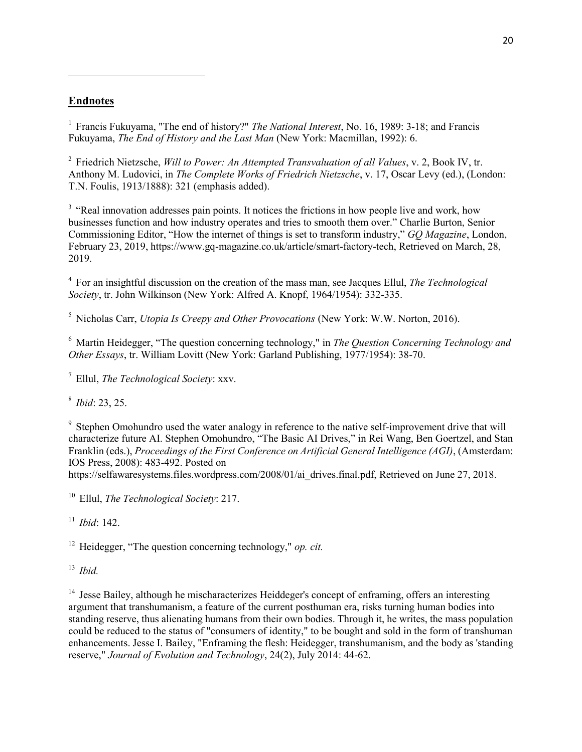## Endnotes

[1] Francis Fukuyama, "The end of history?" *The National Interest*, No. 16, 1989: 3-18; and Francis Fukuyama, *The End of History and the Last Man* (New York: Macmillan, 1992): 6.

[2] Friedrich Nietzsche, *Will to Power: An Attempted Transvaluation of all Values*, v. 2, Book IV, tr. Anthony M. Ludovici, in *The Complete Works of Friedrich Nietzsche*, v. 17, Oscar Levy (ed.), (London: T.N. Foulis, 1913/1888): 321 (emphasis added).

[3] "Real innovation addresses pain points. It notices the frictions in how people live and work, how businesses function and how industry operates and tries to smooth them over." Charlie Burton, Senior Commissioning Editor, "How the internet of things is set to transform industry," *GQ Magazine*, London, February 23, 2019, https://www.gq-magazine.co.uk/article/smart-factory-tech, Retrieved on March, 28, 2019.

[4] For an insightful discussion on the creation of the mass man, see Jacques Ellul, *The Technological Society*, tr. John Wilkinson (New York: Alfred A. Knopf, 1964/1954): 332-335.

[5] Nicholas Carr, *Utopia Is Creepy and Other Provocations* (New York: W.W. Norton, 2016).

[6] Martin Heidegger, "The question concerning technology," in *The Question Concerning Technology and Other Essays*, tr. William Lovitt (New York: Garland Publishing, 1977/1954): 38-70.

[7] Ellul, *The Technological Society*: xxv.

[8] *Ibid*: 23, 25.

[9] Stephen Omohundro used the water analogy in reference to the native self-improvement drive that will characterize future AI. Stephen Omohundro, "The Basic AI Drives," in Rei Wang, Ben Goertzel, and Stan Franklin (eds.), *Proceedings of the First Conference on Artificial General Intelligence (AGI)*, (Amsterdam: IOS Press, 2008): 483-492. Posted on https://selfawaresystems.files.wordpress.com/2008/01/ai_drives.final.pdf, Retrieved on June 27, 2018.

[10] Ellul, *The Technological Society*: 217.

[11] *Ibid*: 142.

[12] Heidegger, "The question concerning technology," *op. cit.*

[13] *Ibid.*

[14] Jesse Bailey, although he mischaracterizes Heiddeger's concept of enframing, offers an interesting argument that transhumanism, a feature of the current posthuman era, risks turning human bodies into standing reserve, thus alienating humans from their own bodies. Through it, he writes, the mass population could be reduced to the status of "consumers of identity," to be bought and sold in the form of transhuman enhancements. Jesse I. Bailey, "Enframing the flesh: Heidegger, transhumanism, and the body as 'standing reserve," *Journal of Evolution and Technology*, 24(2), July 2014: 44-62.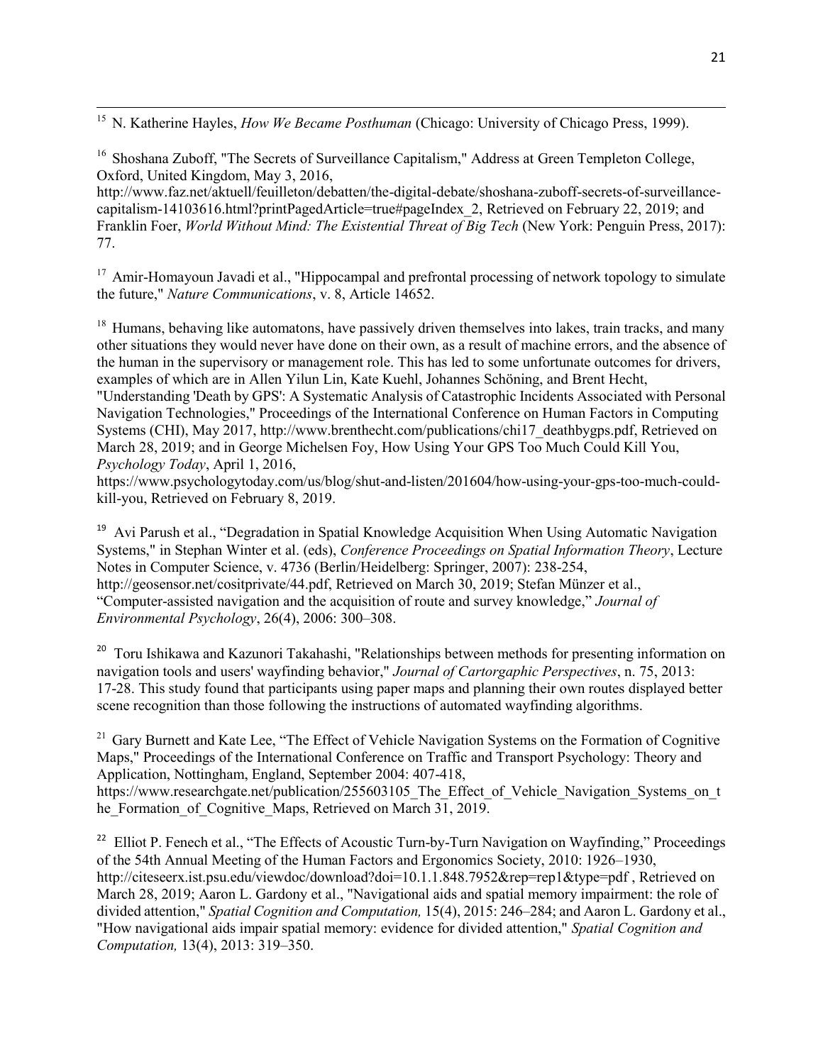[15] N. Katherine Hayles, *How We Became Posthuman* (Chicago: University of Chicago Press, 1999).

[16] Shoshana Zuboff, "The Secrets of Surveillance Capitalism," Address at Green Templeton College, Oxford, United Kingdom, May 3, 2016, http://www.faz.net/aktuell/feuilleton/debatten/the-digital-debate/shoshana-zuboff-secrets-of-surveillance-capitalism-14103616.html?printPagedArticle=true#pageIndex_2, Retrieved on February 22, 2019; and Franklin Foer, *World Without Mind: The Existential Threat of Big Tech* (New York: Penguin Press, 2017): 77.

[17] Amir-Homayoun Javadi et al., "Hippocampal and prefrontal processing of network topology to simulate the future," *Nature Communications*, v. 8, Article 14652.

[18] Humans, behaving like automatons, have passively driven themselves into lakes, train tracks, and many other situations they would never have done on their own, as a result of machine errors, and the absence of the human in the supervisory or management role. This has led to some unfortunate outcomes for drivers, examples of which are in Allen Yilun Lin, Kate Kuehl, Johannes Schöning, and Brent Hecht, "Understanding 'Death by GPS': A Systematic Analysis of Catastrophic Incidents Associated with Personal Navigation Technologies," Proceedings of the International Conference on Human Factors in Computing Systems (CHI), May 2017, http://www.brenthecht.com/publications/chi17_deathbygps.pdf, Retrieved on March 28, 2019; and in George Michelsen Foy, How Using Your GPS Too Much Could Kill You, *Psychology Today*, April 1, 2016, https://www.psychologytoday.com/us/blog/shut-and-listen/201604/how-using-your-gps-too-much-could-kill-you, Retrieved on February 8, 2019.

[19] Avi Parush et al., "Degradation in Spatial Knowledge Acquisition When Using Automatic Navigation Systems," in Stephan Winter et al. (eds), *Conference Proceedings on Spatial Information Theory*, Lecture Notes in Computer Science, v. 4736 (Berlin/Heidelberg: Springer, 2007): 238-254, http://geosensor.net/cositprivate/44.pdf, Retrieved on March 30, 2019; Stefan Münzer et al., "Computer-assisted navigation and the acquisition of route and survey knowledge," *Journal of Environmental Psychology*, 26(4), 2006: 300–308.

[20] Toru Ishikawa and Kazunori Takahashi, "Relationships between methods for presenting information on navigation tools and users' wayfinding behavior," *Journal of Cartorgaphic Perspectives*, n. 75, 2013: 17-28. This study found that participants using paper maps and planning their own routes displayed better scene recognition than those following the instructions of automated wayfinding algorithms.

[21] Gary Burnett and Kate Lee, "The Effect of Vehicle Navigation Systems on the Formation of Cognitive Maps," Proceedings of the International Conference on Traffic and Transport Psychology: Theory and Application, Nottingham, England, September 2004: 407-418, https://www.researchgate.net/publication/255603105_The_Effect_of_Vehicle_Navigation_Systems_on_the_Formation_of_Cognitive_Maps, Retrieved on March 31, 2019.

[22] Elliot P. Fenech et al., "The Effects of Acoustic Turn-by-Turn Navigation on Wayfinding," Proceedings of the 54th Annual Meeting of the Human Factors and Ergonomics Society, 2010: 1926–1930, http://citeseerx.ist.psu.edu/viewdoc/download?doi=10.1.1.848.7952&rep=rep1&type=pdf , Retrieved on March 28, 2019; Aaron L. Gardony et al., "Navigational aids and spatial memory impairment: the role of divided attention," *Spatial Cognition and Computation,* 15(4), 2015: 246–284; and Aaron L. Gardony et al., "How navigational aids impair spatial memory: evidence for divided attention," *Spatial Cognition and Computation,* 13(4), 2013: 319–350.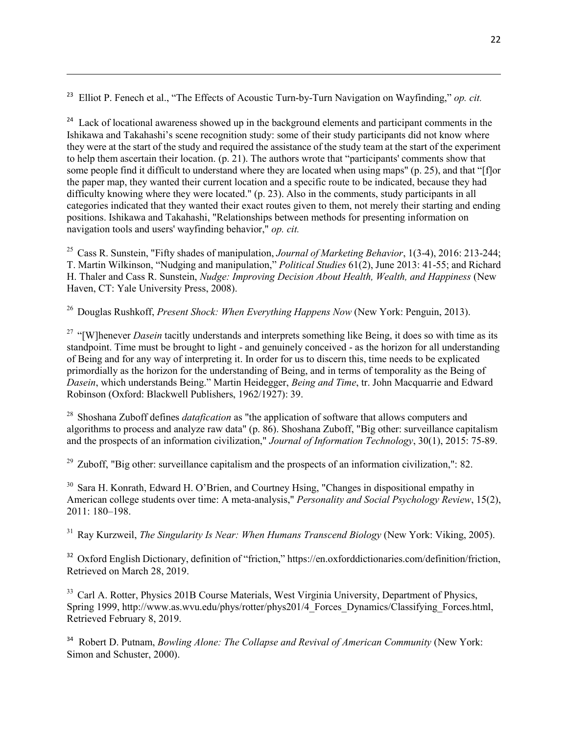[23] Elliot P. Fenech et al., "The Effects of Acoustic Turn-by-Turn Navigation on Wayfinding," *op. cit.*

[24] Lack of locational awareness showed up in the background elements and participant comments in the Ishikawa and Takahashi's scene recognition study: some of their study participants did not know where they were at the start of the study and required the assistance of the study team at the start of the experiment to help them ascertain their location. (p. 21). The authors wrote that "participants' comments show that some people find it difficult to understand where they are located when using maps" (p. 25), and that "[f]or the paper map, they wanted their current location and a specific route to be indicated, because they had difficulty knowing where they were located." (p. 23). Also in the comments, study participants in all categories indicated that they wanted their exact routes given to them, not merely their starting and ending positions. Ishikawa and Takahashi, "Relationships between methods for presenting information on navigation tools and users' wayfinding behavior," *op. cit.*

[25] Cass R. Sunstein, "Fifty shades of manipulation, *Journal of Marketing Behavior*, 1(3-4), 2016: 213-244; T. Martin Wilkinson, "Nudging and manipulation," *Political Studies* 61(2), June 2013: 41-55; and Richard H. Thaler and Cass R. Sunstein, *Nudge: Improving Decision About Health, Wealth, and Happiness* (New Haven, CT: Yale University Press, 2008).

[26] Douglas Rushkoff, *Present Shock: When Everything Happens Now* (New York: Penguin, 2013).

[27] "[W]henever *Dasein* tacitly understands and interprets something like Being, it does so with time as its standpoint. Time must be brought to light - and genuinely conceived - as the horizon for all understanding of Being and for any way of interpreting it. In order for us to discern this, time needs to be explicated primordially as the horizon for the understanding of Being, and in terms of temporality as the Being of *Dasein*, which understands Being." Martin Heidegger, *Being and Time*, tr. John Macquarrie and Edward Robinson (Oxford: Blackwell Publishers, 1962/1927): 39.

[28] Shoshana Zuboff defines *datafication* as "the application of software that allows computers and algorithms to process and analyze raw data" (p. 86). Shoshana Zuboff, "Big other: surveillance capitalism and the prospects of an information civilization," *Journal of Information Technology*, 30(1), 2015: 75-89.

[29] Zuboff, "Big other: surveillance capitalism and the prospects of an information civilization,": 82.

[30] Sara H. Konrath, Edward H. O'Brien, and Courtney Hsing, "Changes in dispositional empathy in American college students over time: A meta-analysis," *Personality and Social Psychology Review*, 15(2), 2011: 180–198.

[31] Ray Kurzweil, *The Singularity Is Near: When Humans Transcend Biology* (New York: Viking, 2005).

[32] Oxford English Dictionary, definition of "friction," https://en.oxforddictionaries.com/definition/friction, Retrieved on March 28, 2019.

[33] Carl A. Rotter, Physics 201B Course Materials, West Virginia University, Department of Physics, Spring 1999, http://www.as.wvu.edu/phys/rotter/phys201/4_Forces_Dynamics/Classifying_Forces.html, Retrieved February 8, 2019.

[34] Robert D. Putnam, *Bowling Alone: The Collapse and Revival of American Community* (New York: Simon and Schuster, 2000).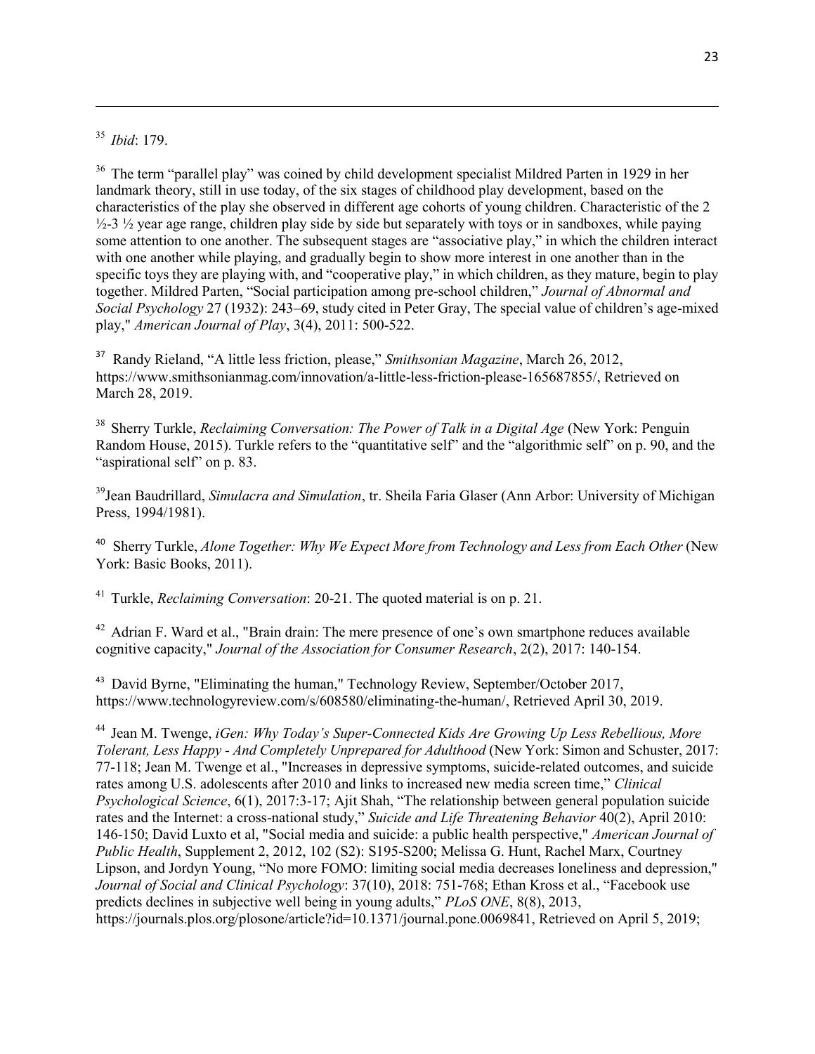[35] *Ibid*: 179.

[36] The term "parallel play" was coined by child development specialist Mildred Parten in 1929 in her landmark theory, still in use today, of the six stages of childhood play development, based on the characteristics of the play she observed in different age cohorts of young children. Characteristic of the 2 ½-3 ½ year age range, children play side by side but separately with toys or in sandboxes, while paying some attention to one another. The subsequent stages are "associative play," in which the children interact with one another while playing, and gradually begin to show more interest in one another than in the specific toys they are playing with, and "cooperative play," in which children, as they mature, begin to play together. Mildred Parten, "Social participation among pre-school children," *Journal of Abnormal and Social Psychology* 27 (1932): 243–69, study cited in Peter Gray, The special value of children's age-mixed play," *American Journal of Play*, 3(4), 2011: 500-522.

[37] Randy Rieland, "A little less friction, please," *Smithsonian Magazine*, March 26, 2012, https://www.smithsonianmag.com/innovation/a-little-less-friction-please-165687855/, Retrieved on March 28, 2019.

[38] Sherry Turkle, *Reclaiming Conversation: The Power of Talk in a Digital Age* (New York: Penguin Random House, 2015). Turkle refers to the "quantitative self" and the "algorithmic self" on p. 90, and the "aspirational self" on p. 83.

[39] Jean Baudrillard, *Simulacra and Simulation*, tr. Sheila Faria Glaser (Ann Arbor: University of Michigan Press, 1994/1981).

[40] Sherry Turkle, *Alone Together: Why We Expect More from Technology and Less from Each Other* (New York: Basic Books, 2011).

[41] Turkle, *Reclaiming Conversation*: 20-21. The quoted material is on p. 21.

[42] Adrian F. Ward et al., "Brain drain: The mere presence of one's own smartphone reduces available cognitive capacity," *Journal of the Association for Consumer Research*, 2(2), 2017: 140-154.

[43] David Byrne, "Eliminating the human," Technology Review, September/October 2017, https://www.technologyreview.com/s/608580/eliminating-the-human/, Retrieved April 30, 2019.

[44] Jean M. Twenge, *iGen: Why Today's Super-Connected Kids Are Growing Up Less Rebellious, More Tolerant, Less Happy - And Completely Unprepared for Adulthood* (New York: Simon and Schuster, 2017: 77-118; Jean M. Twenge et al., "Increases in depressive symptoms, suicide-related outcomes, and suicide rates among U.S. adolescents after 2010 and links to increased new media screen time," *Clinical Psychological Science*, 6(1), 2017:3-17; Ajit Shah, "The relationship between general population suicide rates and the Internet: a cross-national study," *Suicide and Life Threatening Behavior* 40(2), April 2010: 146-150; David Luxto et al, "Social media and suicide: a public health perspective," *American Journal of Public Health*, Supplement 2, 2012, 102 (S2): S195-S200; Melissa G. Hunt, Rachel Marx, Courtney Lipson, and Jordyn Young, "No more FOMO: limiting social media decreases loneliness and depression," *Journal of Social and Clinical Psychology*: 37(10), 2018: 751-768; Ethan Kross et al., "Facebook use predicts declines in subjective well being in young adults," *PLoS ONE*, 8(8), 2013, https://journals.plos.org/plosone/article?id=10.1371/journal.pone.0069841, Retrieved on April 5, 2019;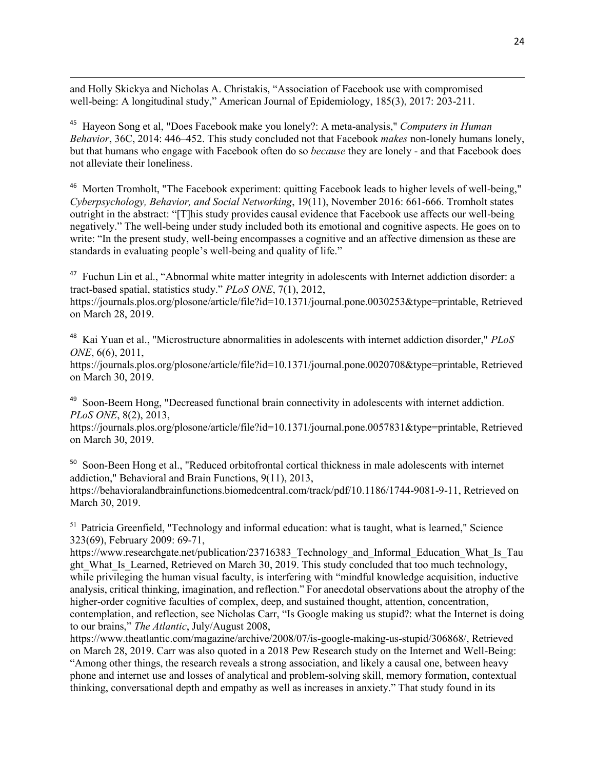and Holly Skickya and Nicholas A. Christakis, "Association of Facebook use with compromised well-being: A longitudinal study," American Journal of Epidemiology, 185(3), 2017: 203-211.

[45] Hayeon Song et al, "Does Facebook make you lonely?: A meta-analysis," *Computers in Human Behavior*, 36C, 2014: 446–452. This study concluded not that Facebook *makes* non-lonely humans lonely, but that humans who engage with Facebook often do so *because* they are lonely - and that Facebook does not alleviate their loneliness.

[46] Morten Tromholt, "The Facebook experiment: quitting Facebook leads to higher levels of well-being," *Cyberpsychology, Behavior, and Social Networking*, 19(11), November 2016: 661-666. Tromholt states outright in the abstract: "[T]his study provides causal evidence that Facebook use affects our well-being negatively." The well-being under study included both its emotional and cognitive aspects. He goes on to write: "In the present study, well-being encompasses a cognitive and an affective dimension as these are standards in evaluating people's well-being and quality of life."

[47] Fuchun Lin et al., "Abnormal white matter integrity in adolescents with Internet addiction disorder: a tract-based spatial, statistics study." *PLoS ONE*, 7(1), 2012, https://journals.plos.org/plosone/article/file?id=10.1371/journal.pone.0030253&type=printable, Retrieved on March 28, 2019.

[48] Kai Yuan et al., "Microstructure abnormalities in adolescents with internet addiction disorder," *PLoS ONE*, 6(6), 2011, https://journals.plos.org/plosone/article/file?id=10.1371/journal.pone.0020708&type=printable, Retrieved on March 30, 2019.

[49] Soon-Beem Hong, "Decreased functional brain connectivity in adolescents with internet addiction. *PLoS ONE*, 8(2), 2013, https://journals.plos.org/plosone/article/file?id=10.1371/journal.pone.0057831&type=printable, Retrieved on March 30, 2019.

[50] Soon-Been Hong et al., "Reduced orbitofrontal cortical thickness in male adolescents with internet addiction," Behavioral and Brain Functions, 9(11), 2013, https://behavioralandbrainfunctions.biomedcentral.com/track/pdf/10.1186/1744-9081-9-11, Retrieved on March 30, 2019.

[51] Patricia Greenfield, "Technology and informal education: what is taught, what is learned," Science 323(69), February 2009: 69-71, https://www.researchgate.net/publication/23716383_Technology_and_Informal_Education_What_Is_Taught_What_Is_Learned, Retrieved on March 30, 2019. This study concluded that too much technology, while privileging the human visual faculty, is interfering with "mindful knowledge acquisition, inductive analysis, critical thinking, imagination, and reflection." For anecdotal observations about the atrophy of the higher-order cognitive faculties of complex, deep, and sustained thought, attention, concentration, contemplation, and reflection, see Nicholas Carr, "Is Google making us stupid?: what the Internet is doing to our brains," *The Atlantic*, July/August 2008, https://www.theatlantic.com/magazine/archive/2008/07/is-google-making-us-stupid/306868/, Retrieved on March 28, 2019. Carr was also quoted in a 2018 Pew Research study on the Internet and Well-Being: "Among other things, the research reveals a strong association, and likely a causal one, between heavy phone and internet use and losses of analytical and problem-solving skill, memory formation, contextual thinking, conversational depth and empathy as well as increases in anxiety." That study found in its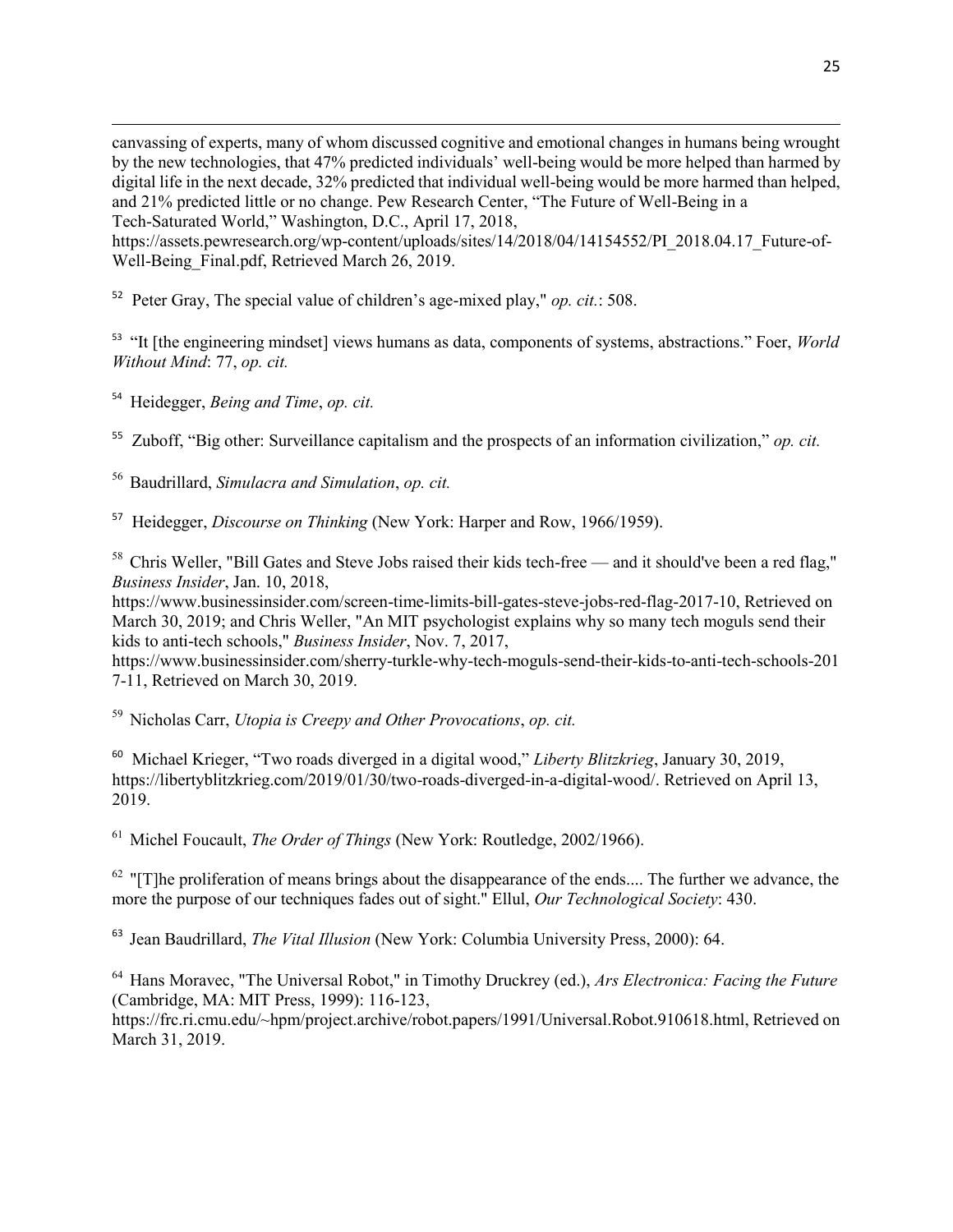canvassing of experts, many of whom discussed cognitive and emotional changes in humans being wrought by the new technologies, that 47% predicted individuals' well-being would be more helped than harmed by digital life in the next decade, 32% predicted that individual well-being would be more harmed than helped, and 21% predicted little or no change. Pew Research Center, "The Future of Well-Being in a Tech-Saturated World," Washington, D.C., April 17, 2018, https://assets.pewresearch.org/wp-content/uploads/sites/14/2018/04/14154552/PI_2018.04.17_Future-of-Well-Being_Final.pdf, Retrieved March 26, 2019.

[52] Peter Gray, The special value of children's age-mixed play," *op. cit.*: 508.

[53] "It [the engineering mindset] views humans as data, components of systems, abstractions." Foer, *World Without Mind*: 77, *op. cit.*

[54] Heidegger, *Being and Time*, *op. cit.*

[55] Zuboff, "Big other: Surveillance capitalism and the prospects of an information civilization," *op. cit.*

[56] Baudrillard, *Simulacra and Simulation*, *op. cit.*

[57] Heidegger, *Discourse on Thinking* (New York: Harper and Row, 1966/1959).

[58] Chris Weller, "Bill Gates and Steve Jobs raised their kids tech-free — and it should've been a red flag," *Business Insider*, Jan. 10, 2018, https://www.businessinsider.com/screen-time-limits-bill-gates-steve-jobs-red-flag-2017-10, Retrieved on March 30, 2019; and Chris Weller, "An MIT psychologist explains why so many tech moguls send their kids to anti-tech schools," *Business Insider*, Nov. 7, 2017, https://www.businessinsider.com/sherry-turkle-why-tech-moguls-send-their-kids-to-anti-tech-schools-2017-11, Retrieved on March 30, 2019.

[59] Nicholas Carr, *Utopia is Creepy and Other Provocations*, *op. cit.*

[60] Michael Krieger, "Two roads diverged in a digital wood," *Liberty Blitzkrieg*, January 30, 2019, https://libertyblitzkrieg.com/2019/01/30/two-roads-diverged-in-a-digital-wood/. Retrieved on April 13, 2019.

[61] Michel Foucault, *The Order of Things* (New York: Routledge, 2002/1966).

[62] "[T]he proliferation of means brings about the disappearance of the ends.... The further we advance, the more the purpose of our techniques fades out of sight." Ellul, *Our Technological Society*: 430.

[63] Jean Baudrillard, *The Vital Illusion* (New York: Columbia University Press, 2000): 64.

[64] Hans Moravec, "The Universal Robot," in Timothy Druckrey (ed.), *Ars Electronica: Facing the Future* (Cambridge, MA: MIT Press, 1999): 116-123, https://frc.ri.cmu.edu/~hpm/project.archive/robot.papers/1991/Universal.Robot.910618.html, Retrieved on March 31, 2019.